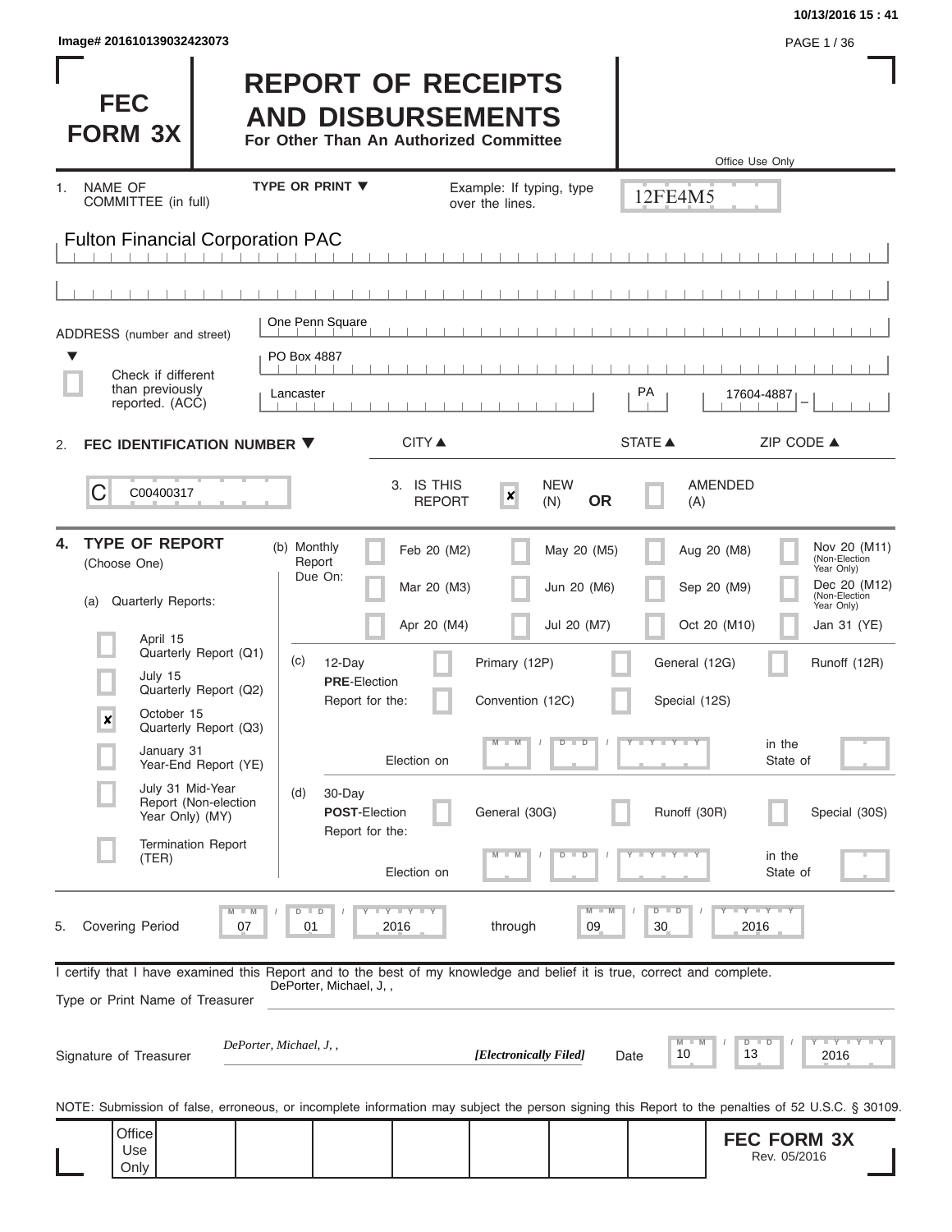10/13/2016 15 : 41

Image# 201610139032423073

# FEC FORM 3X

# REPORT OF RECEIPTS AND DISBURSEMENTS

**For Other Than An Authorized Committee**

Office Use Only

12FE4M5

1. NAME OF COMMITTEE (in full) — TYPE OR PRINT ▼ — Example: If typing, type over the lines.

Fulton Financial Corporation PAC

ADDRESS (number and street) ▼

One Penn Square

PO Box 4887

☐ Check if different than previously reported. (ACC)

| Lancaster | PA | 17604-4887 |
|---|---|---|
| CITY ▲ | STATE ▲ | ZIP CODE ▲ |

2. **FEC IDENTIFICATION NUMBER ▼**

C C00400317

3. IS THIS REPORT ☒ NEW (N) **OR** ☐ AMENDED (A)

4. **TYPE OF REPORT** (Choose One)

(a) Quarterly Reports:

- ☐ April 15 Quarterly Report (Q1)
- ☐ July 15 Quarterly Report (Q2)
- ☒ October 15 Quarterly Report (Q3)
- ☐ January 31 Year-End Report (YE)
- ☐ July 31 Mid-Year Report (Non-election Year Only) (MY)
- ☐ Termination Report (TER)

(b) Monthly Report Due On:

- ☐ Feb 20 (M2)
- ☐ Mar 20 (M3)
- ☐ Apr 20 (M4)
- ☐ May 20 (M5)
- ☐ Jun 20 (M6)
- ☐ Jul 20 (M7)
- ☐ Aug 20 (M8)
- ☐ Sep 20 (M9)
- ☐ Oct 20 (M10)
- ☐ Nov 20 (M11) (Non-Election Year Only)
- ☐ Dec 20 (M12) (Non-Election Year Only)
- ☐ Jan 31 (YE)

(c) 12-Day **PRE**-Election Report for the:

- ☐ Primary (12P)
- ☐ General (12G)
- ☐ Runoff (12R)
- ☐ Convention (12C)
- ☐ Special (12S)

Election on MM / DD / YYYY in the State of

(d) 30-Day **POST**-Election Report for the:

- ☐ General (30G)
- ☐ Runoff (30R)
- ☐ Special (30S)

Election on MM / DD / YYYY in the State of

5. Covering Period 07 / 01 / 2016 through 09 / 30 / 2016

I certify that I have examined this Report and to the best of my knowledge and belief it is true, correct and complete.

Type or Print Name of Treasurer: DePorter, Michael, J, ,

Signature of Treasurer: *DePorter, Michael, J, ,* ***[Electronically Filed]*** Date 10 / 13 / 2016

NOTE: Submission of false, erroneous, or incomplete information may subject the person signing this Report to the penalties of 52 U.S.C. § 30109.

Office Use Only

**FEC FORM 3X** Rev. 05/2016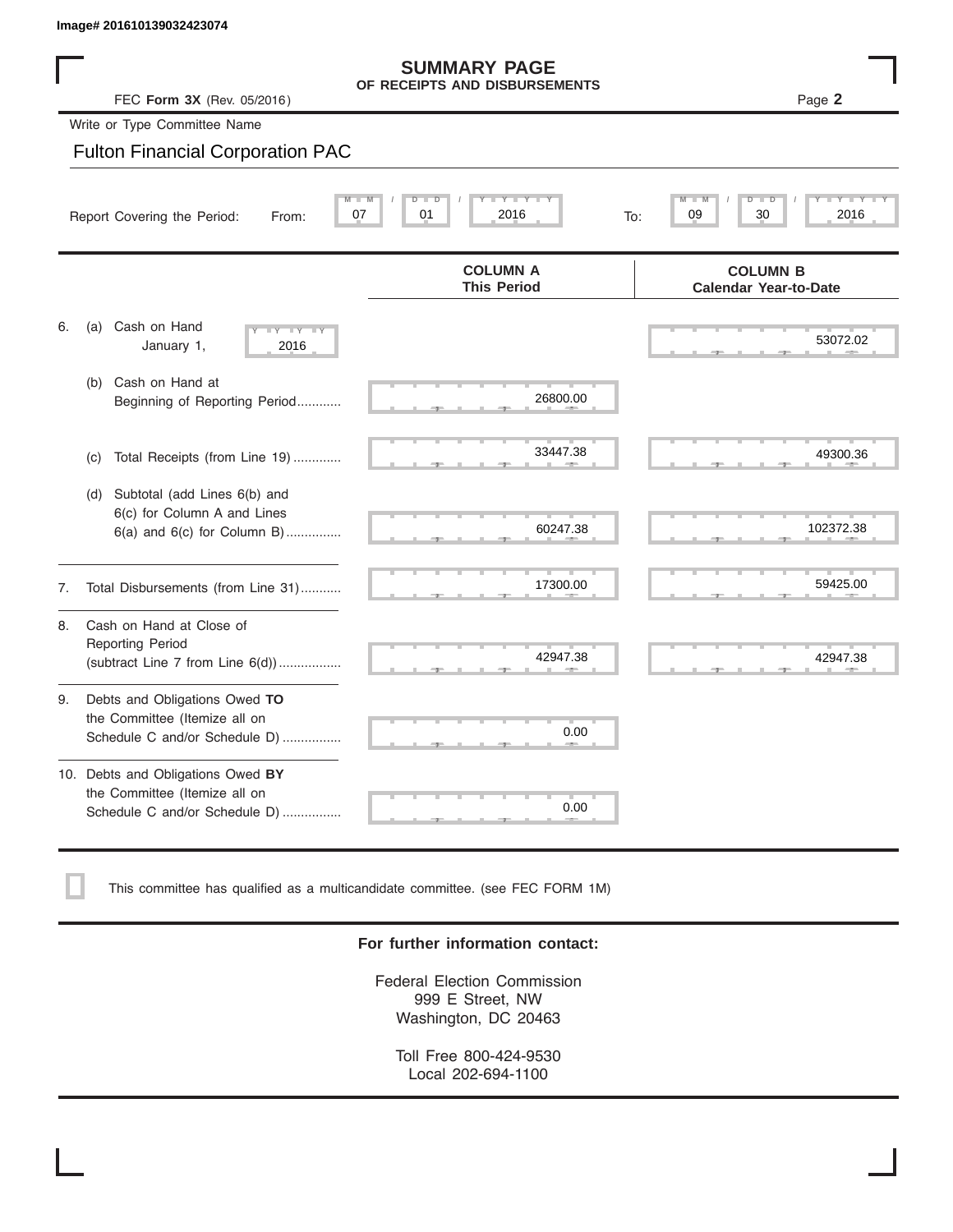Image# 201610139032423074

# SUMMARY PAGE
## OF RECEIPTS AND DISBURSEMENTS

FEC **Form 3X** (Rev. 05/2016)

Page **2**

Write or Type Committee Name

Fulton Financial Corporation PAC

Report Covering the Period: From: 07 / 01 / 2016 To: 09 / 30 / 2016

| | COLUMN A This Period | COLUMN B Calendar Year-to-Date |
|---|---|---|
| 6. (a) Cash on Hand January 1, 2016 | | 53072.02 |
| (b) Cash on Hand at Beginning of Reporting Period | 26800.00 | |
| (c) Total Receipts (from Line 19) | 33447.38 | 49300.36 |
| (d) Subtotal (add Lines 6(b) and 6(c) for Column A and Lines 6(a) and 6(c) for Column B) | 60247.38 | 102372.38 |
| 7. Total Disbursements (from Line 31) | 17300.00 | 59425.00 |
| 8. Cash on Hand at Close of Reporting Period (subtract Line 7 from Line 6(d)) | 42947.38 | 42947.38 |
| 9. Debts and Obligations Owed **TO** the Committee (Itemize all on Schedule C and/or Schedule D) | 0.00 | |
| 10. Debts and Obligations Owed **BY** the Committee (Itemize all on Schedule C and/or Schedule D) | 0.00 | |

☐ This committee has qualified as a multicandidate committee. (see FEC FORM 1M)

**For further information contact:**

Federal Election Commission
999 E Street, NW
Washington, DC 20463

Toll Free 800-424-9530
Local 202-694-1100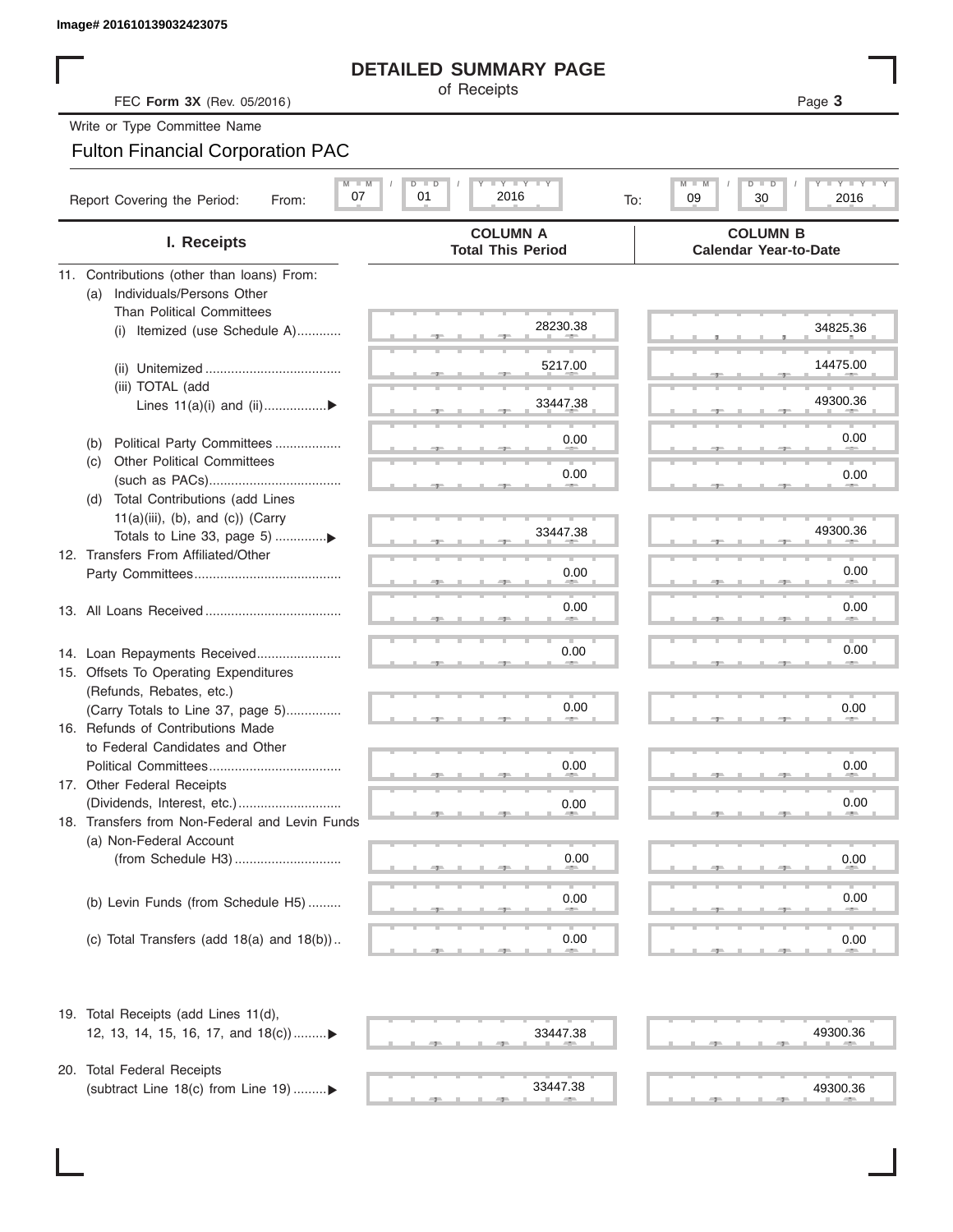Image# 201610139032423075

# DETAILED SUMMARY PAGE

of Receipts

FEC **Form 3X** (Rev. 05/2016) Page **3**

Write or Type Committee Name

Fulton Financial Corporation PAC

Report Covering the Period: From: 07 / 01 / 2016 To: 09 / 30 / 2016

| I. Receipts | COLUMN A Total This Period | COLUMN B Calendar Year-to-Date |
|---|---|---|
| 11. Contributions (other than loans) From: | | |
| (a) Individuals/Persons Other Than Political Committees | | |
| (i) Itemized (use Schedule A) | 28230.38 | 34825.36 |
| (ii) Unitemized | 5217.00 | 14475.00 |
| (iii) TOTAL (add Lines 11(a)(i) and (ii) ▶ | 33447.38 | 49300.36 |
| (b) Political Party Committees | 0.00 | 0.00 |
| (c) Other Political Committees (such as PACs) | 0.00 | 0.00 |
| (d) Total Contributions (add Lines 11(a)(iii), (b), and (c)) (Carry Totals to Line 33, page 5) ▶ | 33447.38 | 49300.36 |
| 12. Transfers From Affiliated/Other Party Committees | 0.00 | 0.00 |
| 13. All Loans Received | 0.00 | 0.00 |
| 14. Loan Repayments Received | 0.00 | 0.00 |
| 15. Offsets To Operating Expenditures (Refunds, Rebates, etc.) (Carry Totals to Line 37, page 5) | 0.00 | 0.00 |
| 16. Refunds of Contributions Made to Federal Candidates and Other Political Committees | 0.00 | 0.00 |
| 17. Other Federal Receipts (Dividends, Interest, etc.) | 0.00 | 0.00 |
| 18. Transfers from Non-Federal and Levin Funds | | |
| (a) Non-Federal Account (from Schedule H3) | 0.00 | 0.00 |
| (b) Levin Funds (from Schedule H5) | 0.00 | 0.00 |
| (c) Total Transfers (add 18(a) and 18(b)) | 0.00 | 0.00 |
| 19. Total Receipts (add Lines 11(d), 12, 13, 14, 15, 16, 17, and 18(c)) ▶ | 33447.38 | 49300.36 |
| 20. Total Federal Receipts (subtract Line 18(c) from Line 19) ▶ | 33447.38 | 49300.36 |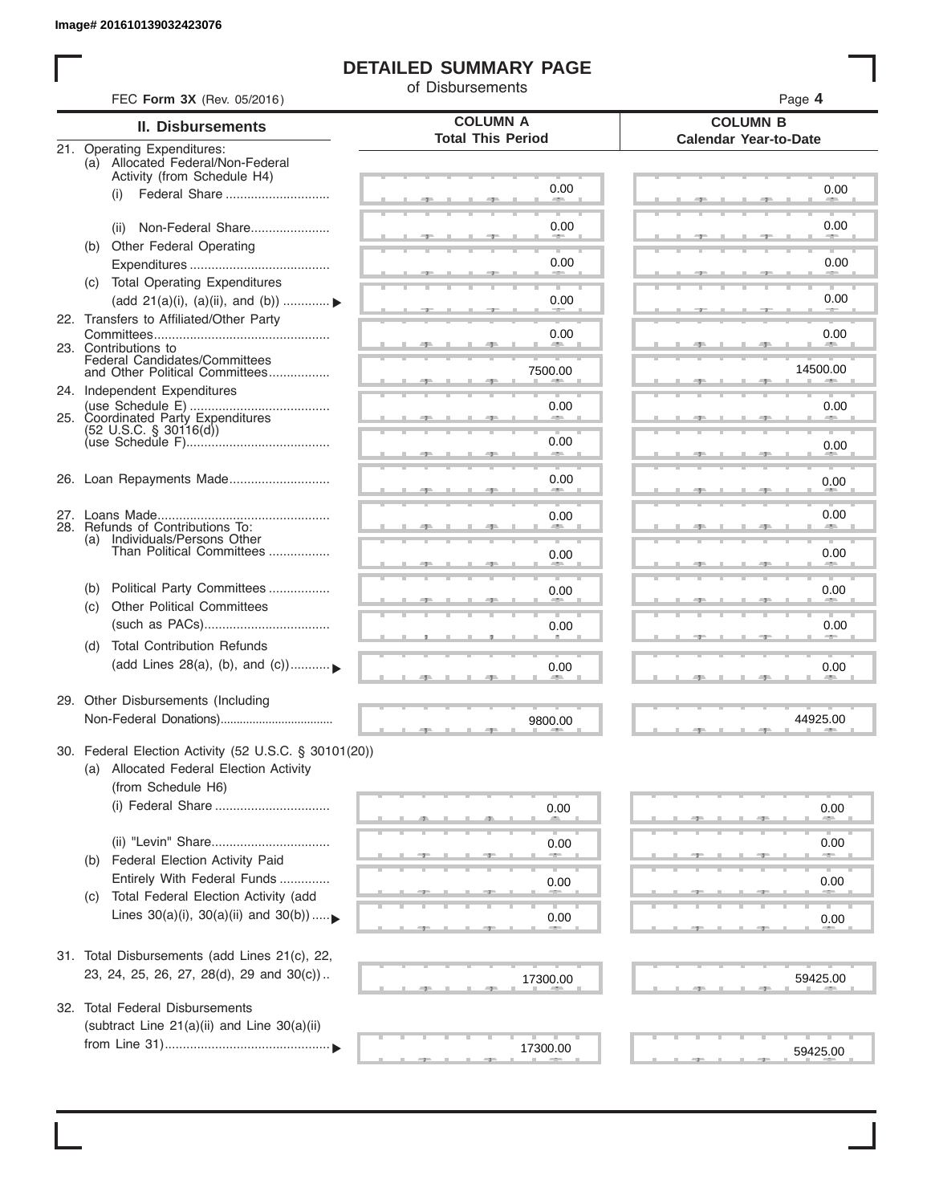Image# 201610139032423076

# DETAILED SUMMARY PAGE

of Disbursements

FEC **Form 3X** (Rev. 05/2016)

| II. Disbursements | COLUMN A Total This Period | COLUMN B Calendar Year-to-Date |
|---|---|---|
| 21. Operating Expenditures: | | |
| (a) Allocated Federal/Non-Federal Activity (from Schedule H4) | | |
| (i) Federal Share | 0.00 | 0.00 |
| (ii) Non-Federal Share | 0.00 | 0.00 |
| (b) Other Federal Operating Expenditures | 0.00 | 0.00 |
| (c) Total Operating Expenditures (add 21(a)(i), (a)(ii), and (b)) | 0.00 | 0.00 |
| 22. Transfers to Affiliated/Other Party Committees | 0.00 | 0.00 |
| 23. Contributions to Federal Candidates/Committees and Other Political Committees | 7500.00 | 14500.00 |
| 24. Independent Expenditures (use Schedule E) | 0.00 | 0.00 |
| 25. Coordinated Party Expenditures (52 U.S.C. § 30116(d)) (use Schedule F) | 0.00 | 0.00 |
| 26. Loan Repayments Made | 0.00 | 0.00 |
| 27. Loans Made | 0.00 | 0.00 |
| 28. Refunds of Contributions To: | | |
| (a) Individuals/Persons Other Than Political Committees | 0.00 | 0.00 |
| (b) Political Party Committees | 0.00 | 0.00 |
| (c) Other Political Committees (such as PACs) | 0.00 | 0.00 |
| (d) Total Contribution Refunds (add Lines 28(a), (b), and (c)) | 0.00 | 0.00 |
| 29. Other Disbursements (Including Non-Federal Donations) | 9800.00 | 44925.00 |
| 30. Federal Election Activity (52 U.S.C. § 30101(20)) | | |
| (a) Allocated Federal Election Activity (from Schedule H6) | | |
| (i) Federal Share | 0.00 | 0.00 |
| (ii) "Levin" Share | 0.00 | 0.00 |
| (b) Federal Election Activity Paid Entirely With Federal Funds | 0.00 | 0.00 |
| (c) Total Federal Election Activity (add Lines 30(a)(i), 30(a)(ii) and 30(b)) | 0.00 | 0.00 |
| 31. Total Disbursements (add Lines 21(c), 22, 23, 24, 25, 26, 27, 28(d), 29 and 30(c)) | 17300.00 | 59425.00 |
| 32. Total Federal Disbursements (subtract Line 21(a)(ii) and Line 30(a)(ii) from Line 31) | 17300.00 | 59425.00 |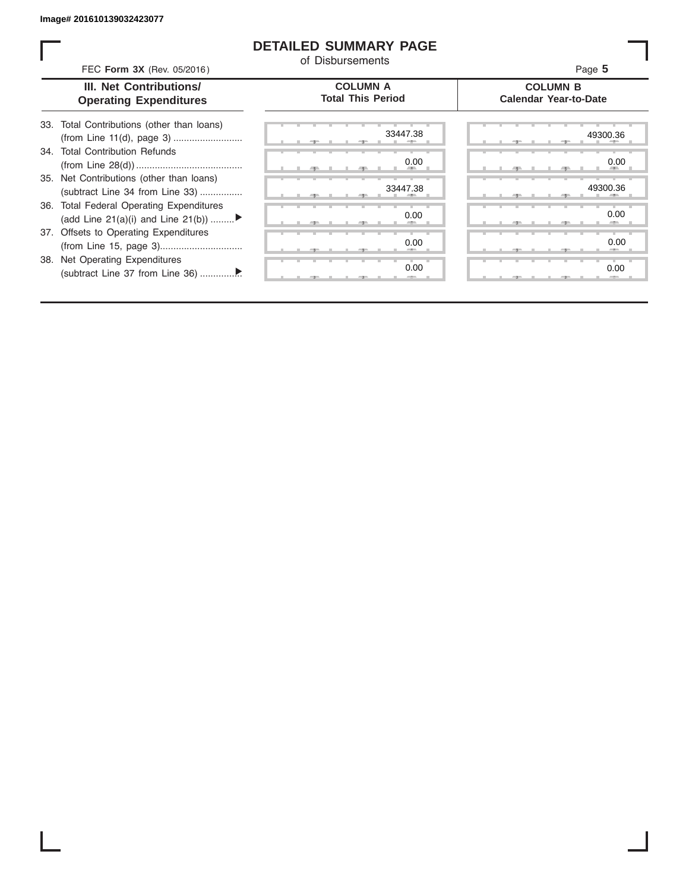Image# 201610139032423077

# DETAILED SUMMARY PAGE

of Disbursements

FEC **Form 3X** (Rev. 05/2016)

| III. Net Contributions/ Operating Expenditures | COLUMN A Total This Period | COLUMN B Calendar Year-to-Date |
|---|---|---|
| 33. Total Contributions (other than loans) (from Line 11(d), page 3) | 33447.38 | 49300.36 |
| 34. Total Contribution Refunds (from Line 28(d)) | 0.00 | 0.00 |
| 35. Net Contributions (other than loans) (subtract Line 34 from Line 33) | 33447.38 | 49300.36 |
| 36. Total Federal Operating Expenditures (add Line 21(a)(i) and Line 21(b)) ▶ | 0.00 | 0.00 |
| 37. Offsets to Operating Expenditures (from Line 15, page 3) | 0.00 | 0.00 |
| 38. Net Operating Expenditures (subtract Line 37 from Line 36) ▶ | 0.00 | 0.00 |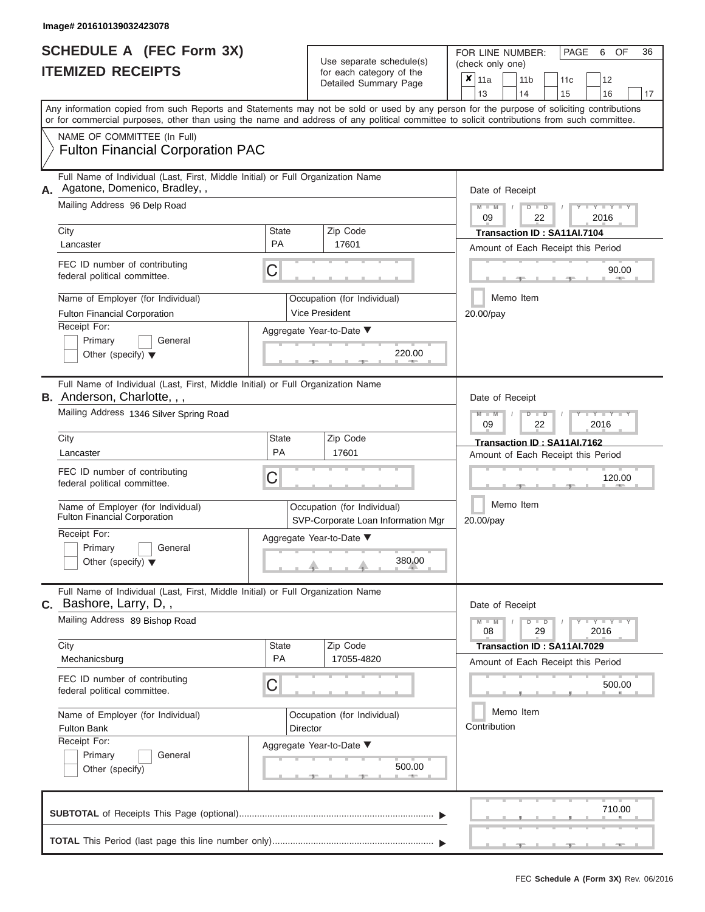Image# 201610139032423078

# SCHEDULE A (FEC Form 3X)
## ITEMIZED RECEIPTS

Use separate schedule(s) for each category of the Detailed Summary Page

FOR LINE NUMBER: (check only one)
- [x] 11a
- [ ] 11b
- [ ] 11c
- [ ] 12
- [ ] 13
- [ ] 14
- [ ] 15
- [ ] 16
- [ ] 17

PAGE 6 OF 36

Any information copied from such Reports and Statements may not be sold or used by any person for the purpose of soliciting contributions or for commercial purposes, other than using the name and address of any political committee to solicit contributions from such committee.

NAME OF COMMITTEE (In Full)
**Fulton Financial Corporation PAC**

---

**A.** Full Name of Individual (Last, First, Middle Initial) or Full Organization Name
Agatone, Domenico, Bradley, ,

Mailing Address: 96 Delp Road

| City | State | Zip Code |
|---|---|---|
| Lancaster | PA | 17601 |

FEC ID number of contributing federal political committee: C

Name of Employer (for Individual): Fulton Financial Corporation
Occupation (for Individual): Vice President

Receipt For: Primary / General / Other (specify)

Aggregate Year-to-Date: 220.00

Date of Receipt: 09 / 22 / 2016
Transaction ID : SA11AI.7104
Amount of Each Receipt this Period: 90.00
Memo Item
20.00/pay

---

**B.** Full Name of Individual (Last, First, Middle Initial) or Full Organization Name
Anderson, Charlotte, , ,

Mailing Address: 1346 Silver Spring Road

| City | State | Zip Code |
|---|---|---|
| Lancaster | PA | 17601 |

FEC ID number of contributing federal political committee: C

Name of Employer (for Individual): Fulton Financial Corporation
Occupation (for Individual): SVP-Corporate Loan Information Mgr

Receipt For: Primary / General / Other (specify)

Aggregate Year-to-Date: 380.00

Date of Receipt: 09 / 22 / 2016
Transaction ID : SA11AI.7162
Amount of Each Receipt this Period: 120.00
Memo Item
20.00/pay

---

**C.** Full Name of Individual (Last, First, Middle Initial) or Full Organization Name
Bashore, Larry, D, ,

Mailing Address: 89 Bishop Road

| City | State | Zip Code |
|---|---|---|
| Mechanicsburg | PA | 17055-4820 |

FEC ID number of contributing federal political committee: C

Name of Employer (for Individual): Fulton Bank
Occupation (for Individual): Director

Receipt For: Primary / General / Other (specify)

Aggregate Year-to-Date: 500.00

Date of Receipt: 08 / 29 / 2016
Transaction ID : SA11AI.7029
Amount of Each Receipt this Period: 500.00
Memo Item
Contribution

---

**SUBTOTAL** of Receipts This Page (optional): 710.00

**TOTAL** This Period (last page this line number only):

FEC Schedule A (Form 3X) Rev. 06/2016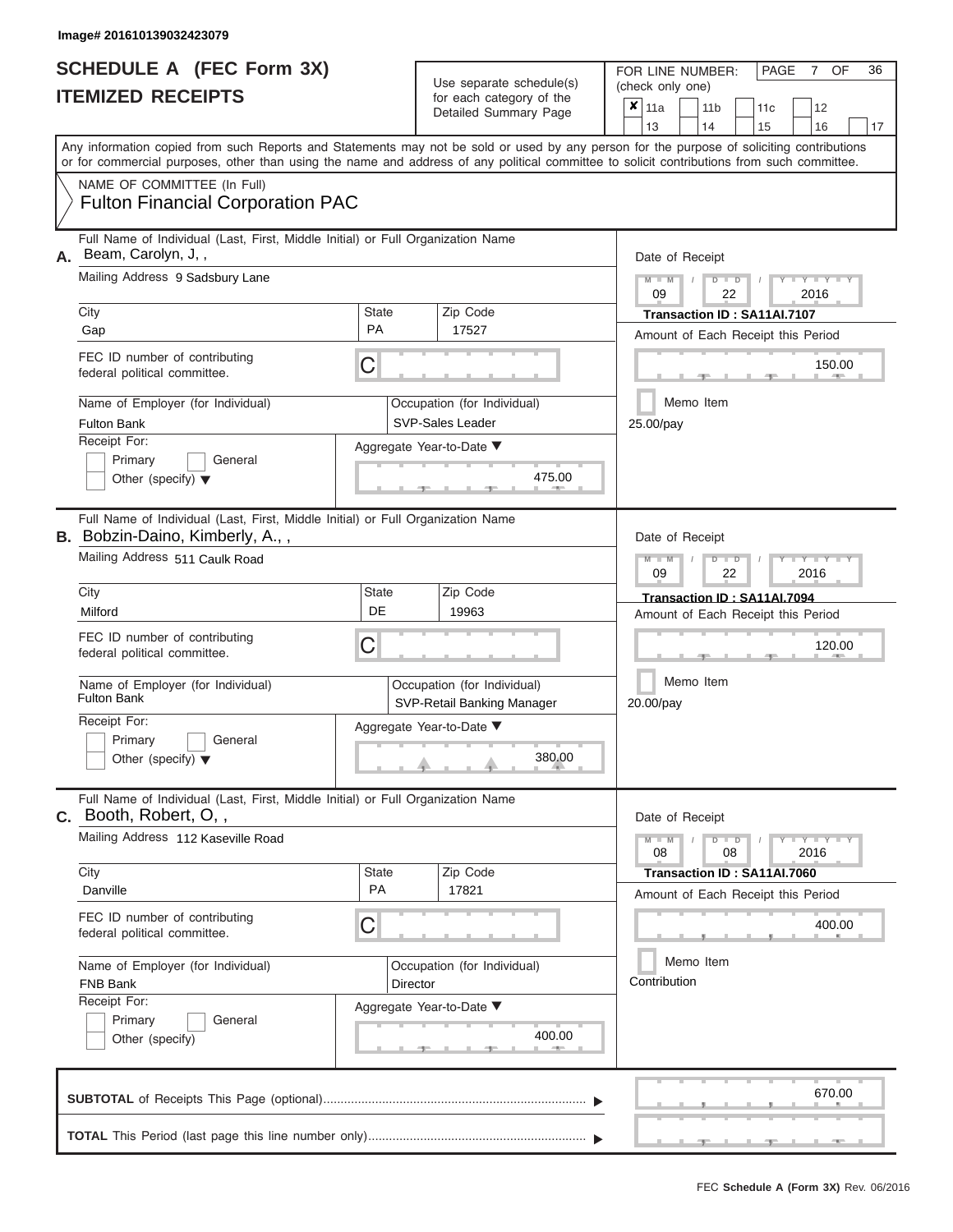Image# 201610139032423079

# SCHEDULE A (FEC Form 3X)
## ITEMIZED RECEIPTS

Use separate schedule(s) for each category of the Detailed Summary Page

FOR LINE NUMBER: (check only one)

- [x] 11a
- [ ] 11b
- [ ] 11c
- [ ] 12
- [ ] 13
- [ ] 14
- [ ] 15
- [ ] 16
- [ ] 17

PAGE 7 OF 36

Any information copied from such Reports and Statements may not be sold or used by any person for the purpose of soliciting contributions or for commercial purposes, other than using the name and address of any political committee to solicit contributions from such committee.

NAME OF COMMITTEE (In Full)
Fulton Financial Corporation PAC

---

**A.** Full Name of Individual (Last, First, Middle Initial) or Full Organization Name: Beam, Carolyn, J, ,

Mailing Address: 9 Sadsbury Lane

City: Gap | State: PA | Zip Code: 17527

FEC ID number of contributing federal political committee: C

Name of Employer (for Individual): Fulton Bank

Occupation (for Individual): SVP-Sales Leader

Receipt For: Primary / General / Other (specify)

Date of Receipt: 09 / 22 / 2016

Transaction ID : SA11AI.7107

Amount of Each Receipt this Period: 150.00

Memo Item: 25.00/pay

Aggregate Year-to-Date: 475.00

---

**B.** Full Name of Individual (Last, First, Middle Initial) or Full Organization Name: Bobzin-Daino, Kimberly, A., ,

Mailing Address: 511 Caulk Road

City: Milford | State: DE | Zip Code: 19963

FEC ID number of contributing federal political committee: C

Name of Employer (for Individual): Fulton Bank

Occupation (for Individual): SVP-Retail Banking Manager

Receipt For: Primary / General / Other (specify)

Date of Receipt: 09 / 22 / 2016

Transaction ID : SA11AI.7094

Amount of Each Receipt this Period: 120.00

Memo Item: 20.00/pay

Aggregate Year-to-Date: 380.00

---

**C.** Full Name of Individual (Last, First, Middle Initial) or Full Organization Name: Booth, Robert, O, ,

Mailing Address: 112 Kaseville Road

City: Danville | State: PA | Zip Code: 17821

FEC ID number of contributing federal political committee: C

Name of Employer (for Individual): FNB Bank

Occupation (for Individual): Director

Receipt For: Primary / General / Other (specify)

Date of Receipt: 08 / 08 / 2016

Transaction ID : SA11AI.7060

Amount of Each Receipt this Period: 400.00

Memo Item: Contribution

Aggregate Year-to-Date: 400.00

---

**SUBTOTAL** of Receipts This Page (optional): 670.00

**TOTAL** This Period (last page this line number only):

FEC Schedule A (Form 3X) Rev. 06/2016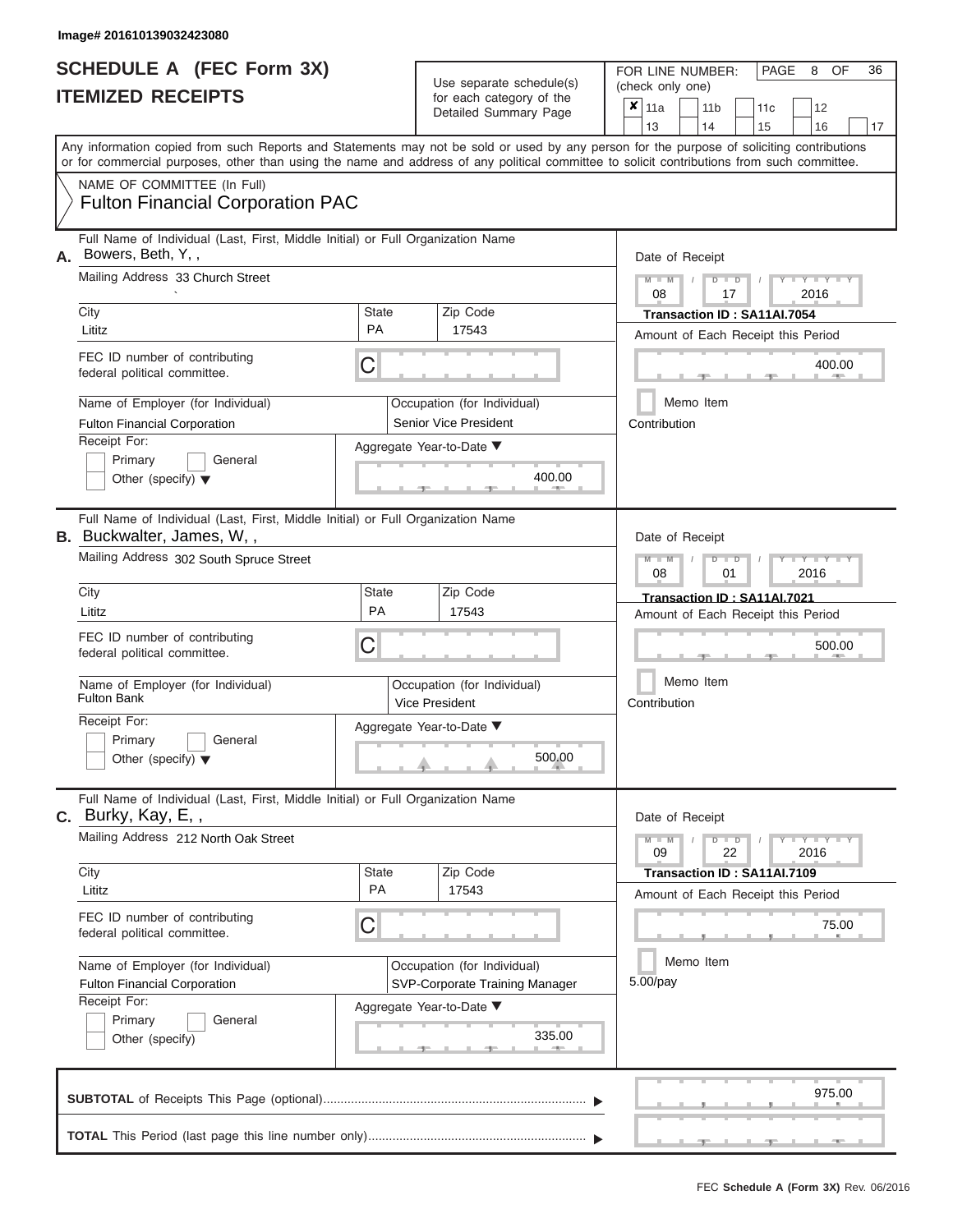Image# 201610139032423080

# SCHEDULE A (FEC Form 3X)
## ITEMIZED RECEIPTS

Use separate schedule(s) for each category of the Detailed Summary Page

FOR LINE NUMBER: (check only one)

- [x] 11a
- [ ] 11b
- [ ] 11c
- [ ] 12
- [ ] 13
- [ ] 14
- [ ] 15
- [ ] 16
- [ ] 17

PAGE 8 OF 36

Any information copied from such Reports and Statements may not be sold or used by any person for the purpose of soliciting contributions or for commercial purposes, other than using the name and address of any political committee to solicit contributions from such committee.

NAME OF COMMITTEE (In Full)
**Fulton Financial Corporation PAC**

---

**A.** Full Name of Individual (Last, First, Middle Initial) or Full Organization Name
Bowers, Beth, Y, ,

Mailing Address: 33 Church Street

City: Lititz | State: PA | Zip Code: 17543

FEC ID number of contributing federal political committee: C

Name of Employer (for Individual): Fulton Financial Corporation
Occupation (for Individual): Senior Vice President

Receipt For: Primary [ ] General [ ] Other (specify)

Date of Receipt: 08 / 17 / 2016
Transaction ID : SA11AI.7054

Amount of Each Receipt this Period: 400.00

Memo Item
Contribution

Aggregate Year-to-Date: 400.00

---

**B.** Full Name of Individual (Last, First, Middle Initial) or Full Organization Name
Buckwalter, James, W, ,

Mailing Address: 302 South Spruce Street

City: Lititz | State: PA | Zip Code: 17543

FEC ID number of contributing federal political committee: C

Name of Employer (for Individual): Fulton Bank
Occupation (for Individual): Vice President

Receipt For: Primary [ ] General [ ] Other (specify)

Date of Receipt: 08 / 01 / 2016
Transaction ID : SA11AI.7021

Amount of Each Receipt this Period: 500.00

Memo Item
Contribution

Aggregate Year-to-Date: 500.00

---

**C.** Full Name of Individual (Last, First, Middle Initial) or Full Organization Name
Burky, Kay, E, ,

Mailing Address: 212 North Oak Street

City: Lititz | State: PA | Zip Code: 17543

FEC ID number of contributing federal political committee: C

Name of Employer (for Individual): Fulton Financial Corporation
Occupation (for Individual): SVP-Corporate Training Manager

Receipt For: Primary [ ] General [ ] Other (specify)

Date of Receipt: 09 / 22 / 2016
Transaction ID : SA11AI.7109

Amount of Each Receipt this Period: 75.00

Memo Item
5.00/pay

Aggregate Year-to-Date: 335.00

---

**SUBTOTAL** of Receipts This Page (optional): 975.00

**TOTAL** This Period (last page this line number only):

FEC **Schedule A (Form 3X)** Rev. 06/2016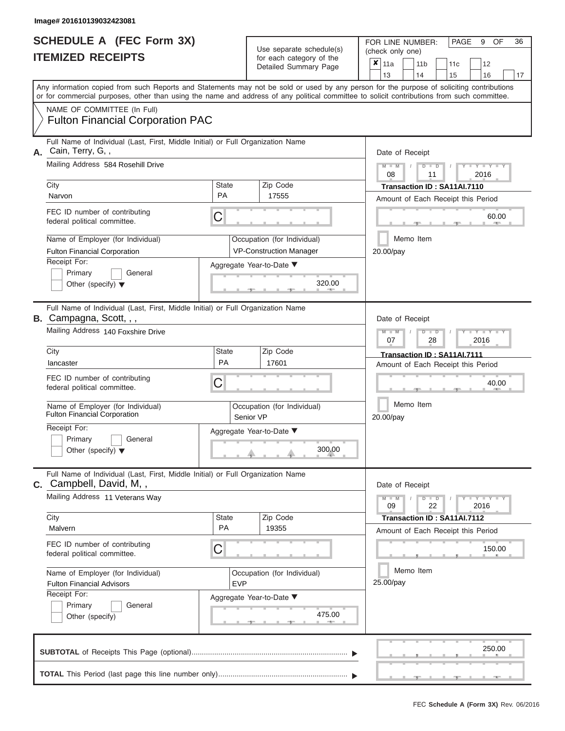Image# 201610139032423081

# SCHEDULE A (FEC Form 3X)
## ITEMIZED RECEIPTS

Use separate schedule(s) for each category of the Detailed Summary Page

FOR LINE NUMBER: (check only one)

- [x] 11a
- [ ] 11b
- [ ] 11c
- [ ] 12
- [ ] 13
- [ ] 14
- [ ] 15
- [ ] 16
- [ ] 17

Any information copied from such Reports and Statements may not be sold or used by any person for the purpose of soliciting contributions or for commercial purposes, other than using the name and address of any political committee to solicit contributions from such committee.

NAME OF COMMITTEE (In Full)
Fulton Financial Corporation PAC

---

**A.** Full Name of Individual (Last, First, Middle Initial) or Full Organization Name: Cain, Terry, G, ,

Mailing Address: 584 Rosehill Drive

| City | State | Zip Code |
|---|---|---|
| Narvon | PA | 17555 |

FEC ID number of contributing federal political committee: C

Name of Employer (for Individual): Fulton Financial Corporation

Occupation (for Individual): VP-Construction Manager

Receipt For: Primary / General / Other (specify)

Aggregate Year-to-Date: 320.00

Date of Receipt: 08 / 11 / 2016

Transaction ID : SA11AI.7110

Amount of Each Receipt this Period: 60.00

Memo Item

20.00/pay

---

**B.** Full Name of Individual (Last, First, Middle Initial) or Full Organization Name: Campagna, Scott, , ,

Mailing Address: 140 Foxshire Drive

| City | State | Zip Code |
|---|---|---|
| lancaster | PA | 17601 |

FEC ID number of contributing federal political committee: C

Name of Employer (for Individual): Fulton Financial Corporation

Occupation (for Individual): Senior VP

Receipt For: Primary / General / Other (specify)

Aggregate Year-to-Date: 300.00

Date of Receipt: 07 / 28 / 2016

Transaction ID : SA11AI.7111

Amount of Each Receipt this Period: 40.00

Memo Item

20.00/pay

---

**C.** Full Name of Individual (Last, First, Middle Initial) or Full Organization Name: Campbell, David, M, ,

Mailing Address: 11 Veterans Way

| City | State | Zip Code |
|---|---|---|
| Malvern | PA | 19355 |

FEC ID number of contributing federal political committee: C

Name of Employer (for Individual): Fulton Financial Advisors

Occupation (for Individual): EVP

Receipt For: Primary / General / Other (specify)

Aggregate Year-to-Date: 475.00

Date of Receipt: 09 / 22 / 2016

Transaction ID : SA11AI.7112

Amount of Each Receipt this Period: 150.00

Memo Item

25.00/pay

---

**SUBTOTAL** of Receipts This Page (optional): 250.00

**TOTAL** This Period (last page this line number only):

FEC Schedule A (Form 3X) Rev. 06/2016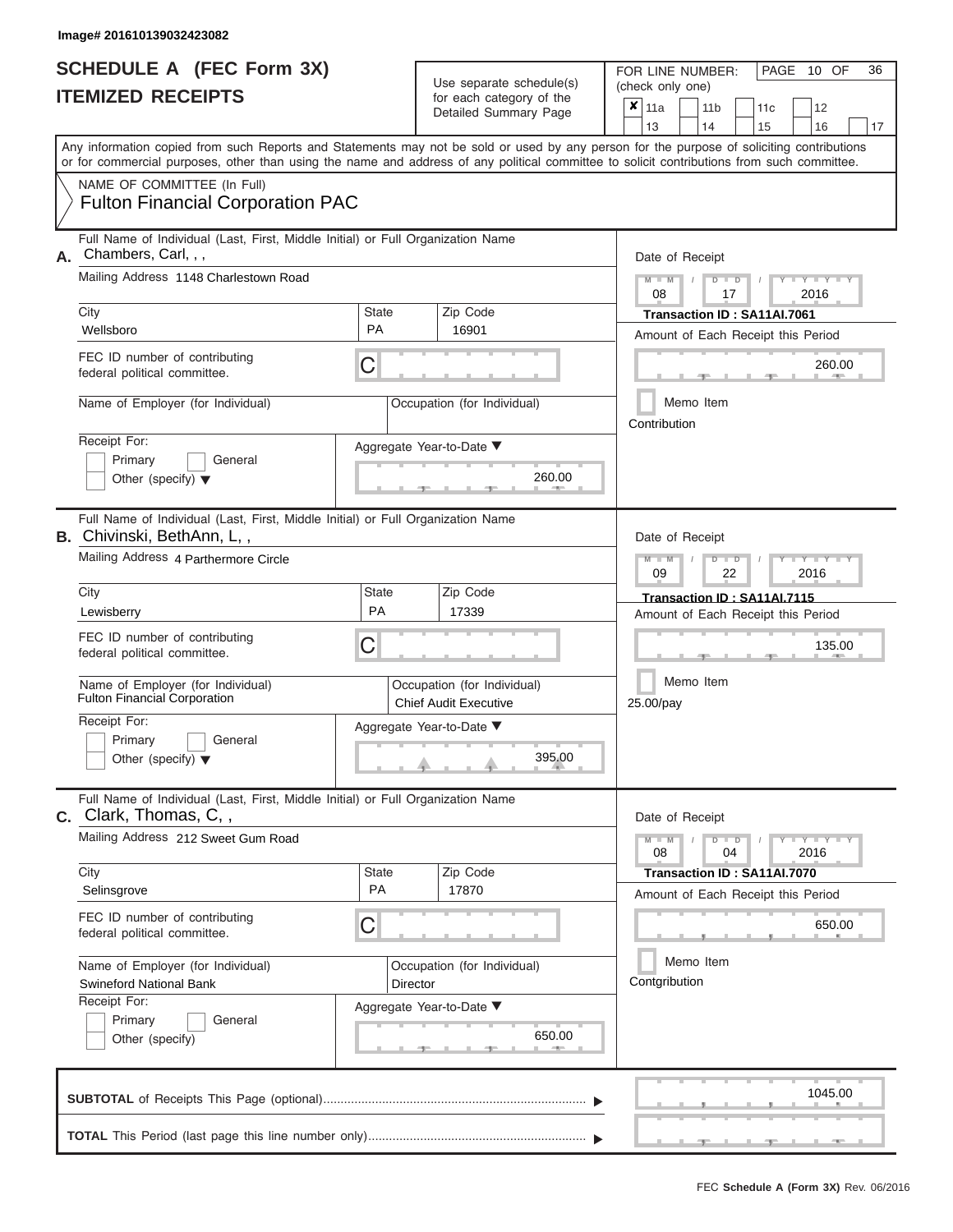Image# 201610139032423082

# SCHEDULE A (FEC Form 3X)
## ITEMIZED RECEIPTS

Use separate schedule(s) for each category of the Detailed Summary Page

FOR LINE NUMBER: (check only one)

- [x] 11a
- [ ] 11b
- [ ] 11c
- [ ] 12
- [ ] 13
- [ ] 14
- [ ] 15
- [ ] 16
- [ ] 17

PAGE 10 OF 36

Any information copied from such Reports and Statements may not be sold or used by any person for the purpose of soliciting contributions or for commercial purposes, other than using the name and address of any political committee to solicit contributions from such committee.

NAME OF COMMITTEE (In Full)

**Fulton Financial Corporation PAC**

---

**A.** Full Name of Individual (Last, First, Middle Initial) or Full Organization Name: Chambers, Carl, , ,

Mailing Address: 1148 Charlestown Road

City: Wellsboro | State: PA | Zip Code: 16901

FEC ID number of contributing federal political committee: C

Name of Employer (for Individual):

Occupation (for Individual):

Receipt For: Primary / General / Other (specify)

Aggregate Year-to-Date: 260.00

Date of Receipt: 08 / 17 / 2016

Transaction ID : SA11AI.7061

Amount of Each Receipt this Period: 260.00

Memo Item

Contribution

---

**B.** Full Name of Individual (Last, First, Middle Initial) or Full Organization Name: Chivinski, BethAnn, L, ,

Mailing Address: 4 Parthermore Circle

City: Lewisberry | State: PA | Zip Code: 17339

FEC ID number of contributing federal political committee: C

Name of Employer (for Individual): Fulton Financial Corporation

Occupation (for Individual): Chief Audit Executive

Receipt For: Primary / General / Other (specify)

Aggregate Year-to-Date: 395.00

Date of Receipt: 09 / 22 / 2016

Transaction ID : SA11AI.7115

Amount of Each Receipt this Period: 135.00

Memo Item

25.00/pay

---

**C.** Full Name of Individual (Last, First, Middle Initial) or Full Organization Name: Clark, Thomas, C, ,

Mailing Address: 212 Sweet Gum Road

City: Selinsgrove | State: PA | Zip Code: 17870

FEC ID number of contributing federal political committee: C

Name of Employer (for Individual): Swineford National Bank

Occupation (for Individual): Director

Receipt For: Primary / General / Other (specify)

Aggregate Year-to-Date: 650.00

Date of Receipt: 08 / 04 / 2016

Transaction ID : SA11AI.7070

Amount of Each Receipt this Period: 650.00

Memo Item

Contgribution

---

**SUBTOTAL** of Receipts This Page (optional): 1045.00

**TOTAL** This Period (last page this line number only):

FEC **Schedule A (Form 3X)** Rev. 06/2016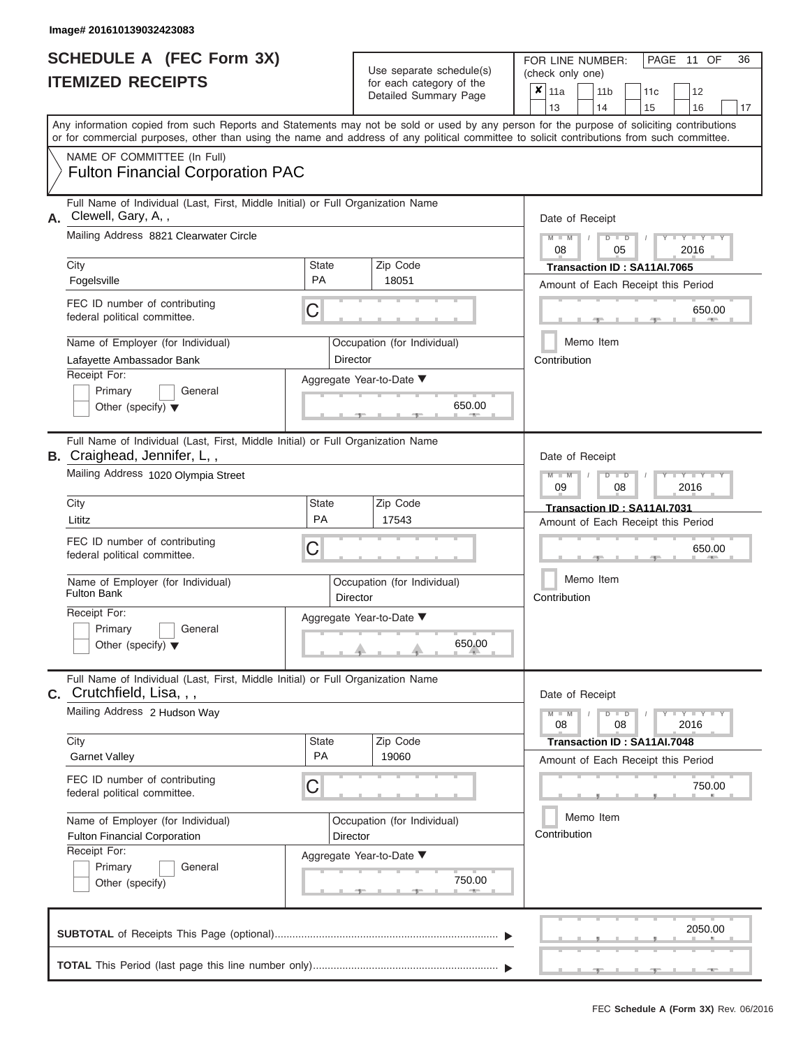Image# 201610139032423083

# SCHEDULE A (FEC Form 3X)
## ITEMIZED RECEIPTS

Use separate schedule(s) for each category of the Detailed Summary Page

FOR LINE NUMBER: (check only one)

- [x] 11a
- [ ] 11b
- [ ] 11c
- [ ] 12
- [ ] 13
- [ ] 14
- [ ] 15
- [ ] 16
- [ ] 17

PAGE 11 OF 36

Any information copied from such Reports and Statements may not be sold or used by any person for the purpose of soliciting contributions or for commercial purposes, other than using the name and address of any political committee to solicit contributions from such committee.

NAME OF COMMITTEE (In Full)
**Fulton Financial Corporation PAC**

---

**A.** Full Name of Individual (Last, First, Middle Initial) or Full Organization Name: Clewell, Gary, A, ,

Mailing Address: 8821 Clearwater Circle

City: Fogelsville | State: PA | Zip Code: 18051

FEC ID number of contributing federal political committee: C

Name of Employer (for Individual): Lafayette Ambassador Bank

Occupation (for Individual): Director

Receipt For: Primary / General / Other (specify)

Aggregate Year-to-Date: 650.00

Date of Receipt: 08 / 05 / 2016

Transaction ID : SA11AI.7065

Amount of Each Receipt this Period: 650.00

Memo Item

Contribution

---

**B.** Full Name of Individual (Last, First, Middle Initial) or Full Organization Name: Craighead, Jennifer, L, ,

Mailing Address: 1020 Olympia Street

City: Lititz | State: PA | Zip Code: 17543

FEC ID number of contributing federal political committee: C

Name of Employer (for Individual): Fulton Bank

Occupation (for Individual): Director

Receipt For: Primary / General / Other (specify)

Aggregate Year-to-Date: 650.00

Date of Receipt: 09 / 08 / 2016

Transaction ID : SA11AI.7031

Amount of Each Receipt this Period: 650.00

Memo Item

Contribution

---

**C.** Full Name of Individual (Last, First, Middle Initial) or Full Organization Name: Crutchfield, Lisa, , ,

Mailing Address: 2 Hudson Way

City: Garnet Valley | State: PA | Zip Code: 19060

FEC ID number of contributing federal political committee: C

Name of Employer (for Individual): Fulton Financial Corporation

Occupation (for Individual): Director

Receipt For: Primary / General / Other (specify)

Aggregate Year-to-Date: 750.00

Date of Receipt: 08 / 08 / 2016

Transaction ID : SA11AI.7048

Amount of Each Receipt this Period: 750.00

Memo Item

Contribution

---

**SUBTOTAL** of Receipts This Page (optional): 2050.00

**TOTAL** This Period (last page this line number only):

FEC **Schedule A (Form 3X)** Rev. 06/2016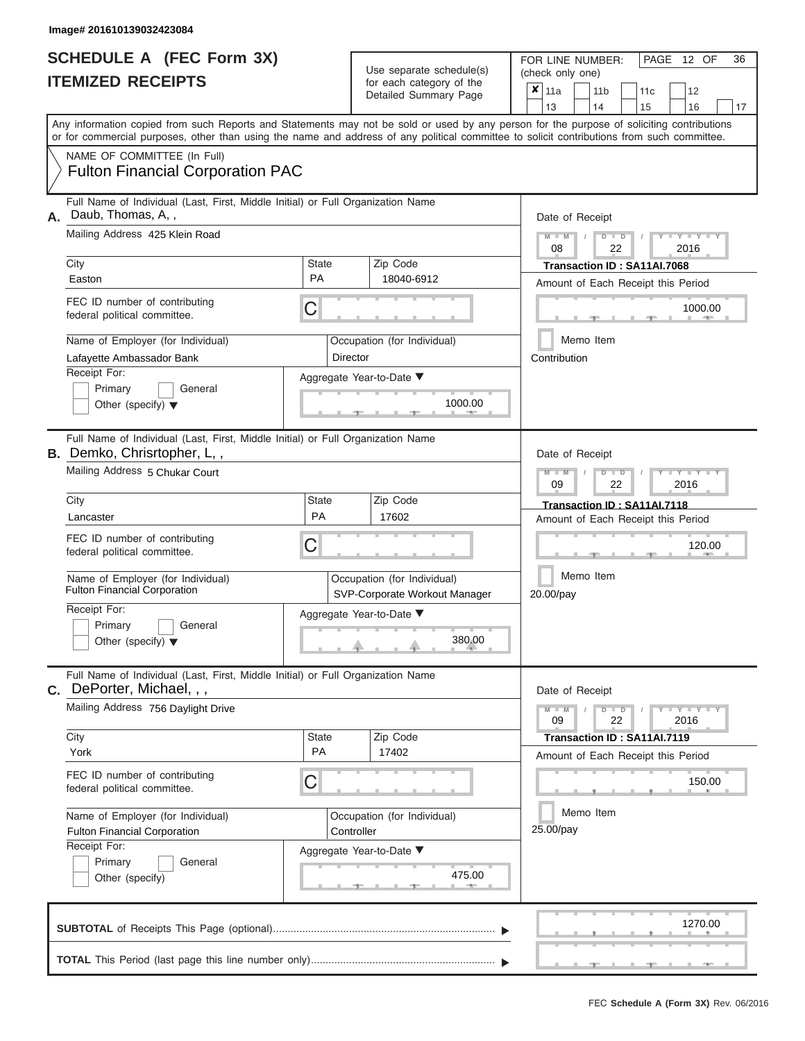Image# 201610139032423084

# SCHEDULE A (FEC Form 3X)
# ITEMIZED RECEIPTS

Use separate schedule(s) for each category of the Detailed Summary Page

FOR LINE NUMBER: (check only one)

- [x] 11a
- [ ] 11b
- [ ] 11c
- [ ] 12
- [ ] 13
- [ ] 14
- [ ] 15
- [ ] 16
- [ ] 17

PAGE 12 OF 36

Any information copied from such Reports and Statements may not be sold or used by any person for the purpose of soliciting contributions or for commercial purposes, other than using the name and address of any political committee to solicit contributions from such committee.

NAME OF COMMITTEE (In Full)
**Fulton Financial Corporation PAC**

---

**A.** Full Name of Individual (Last, First, Middle Initial) or Full Organization Name: Daub, Thomas, A, ,

Mailing Address: 425 Klein Road

City: Easton | State: PA | Zip Code: 18040-6912

FEC ID number of contributing federal political committee: C

Name of Employer (for Individual): Lafayette Ambassador Bank

Occupation (for Individual): Director

Receipt For: [ ] Primary [ ] General [ ] Other (specify)

Aggregate Year-to-Date: 1000.00

Date of Receipt: 08 / 22 / 2016

Transaction ID : SA11AI.7068

Amount of Each Receipt this Period: 1000.00

[ ] Memo Item

Contribution

---

**B.** Full Name of Individual (Last, First, Middle Initial) or Full Organization Name: Demko, Chrisrtopher, L, ,

Mailing Address: 5 Chukar Court

City: Lancaster | State: PA | Zip Code: 17602

FEC ID number of contributing federal political committee: C

Name of Employer (for Individual): Fulton Financial Corporation

Occupation (for Individual): SVP-Corporate Workout Manager

Receipt For: [ ] Primary [ ] General [ ] Other (specify)

Aggregate Year-to-Date: 380.00

Date of Receipt: 09 / 22 / 2016

Transaction ID : SA11AI.7118

Amount of Each Receipt this Period: 120.00

[ ] Memo Item

20.00/pay

---

**C.** Full Name of Individual (Last, First, Middle Initial) or Full Organization Name: DePorter, Michael, , ,

Mailing Address: 756 Daylight Drive

City: York | State: PA | Zip Code: 17402

FEC ID number of contributing federal political committee: C

Name of Employer (for Individual): Fulton Financial Corporation

Occupation (for Individual): Controller

Receipt For: [ ] Primary [ ] General [ ] Other (specify)

Aggregate Year-to-Date: 475.00

Date of Receipt: 09 / 22 / 2016

Transaction ID : SA11AI.7119

Amount of Each Receipt this Period: 150.00

[ ] Memo Item

25.00/pay

---

**SUBTOTAL** of Receipts This Page (optional): 1270.00

**TOTAL** This Period (last page this line number only):

FEC Schedule A (Form 3X) Rev. 06/2016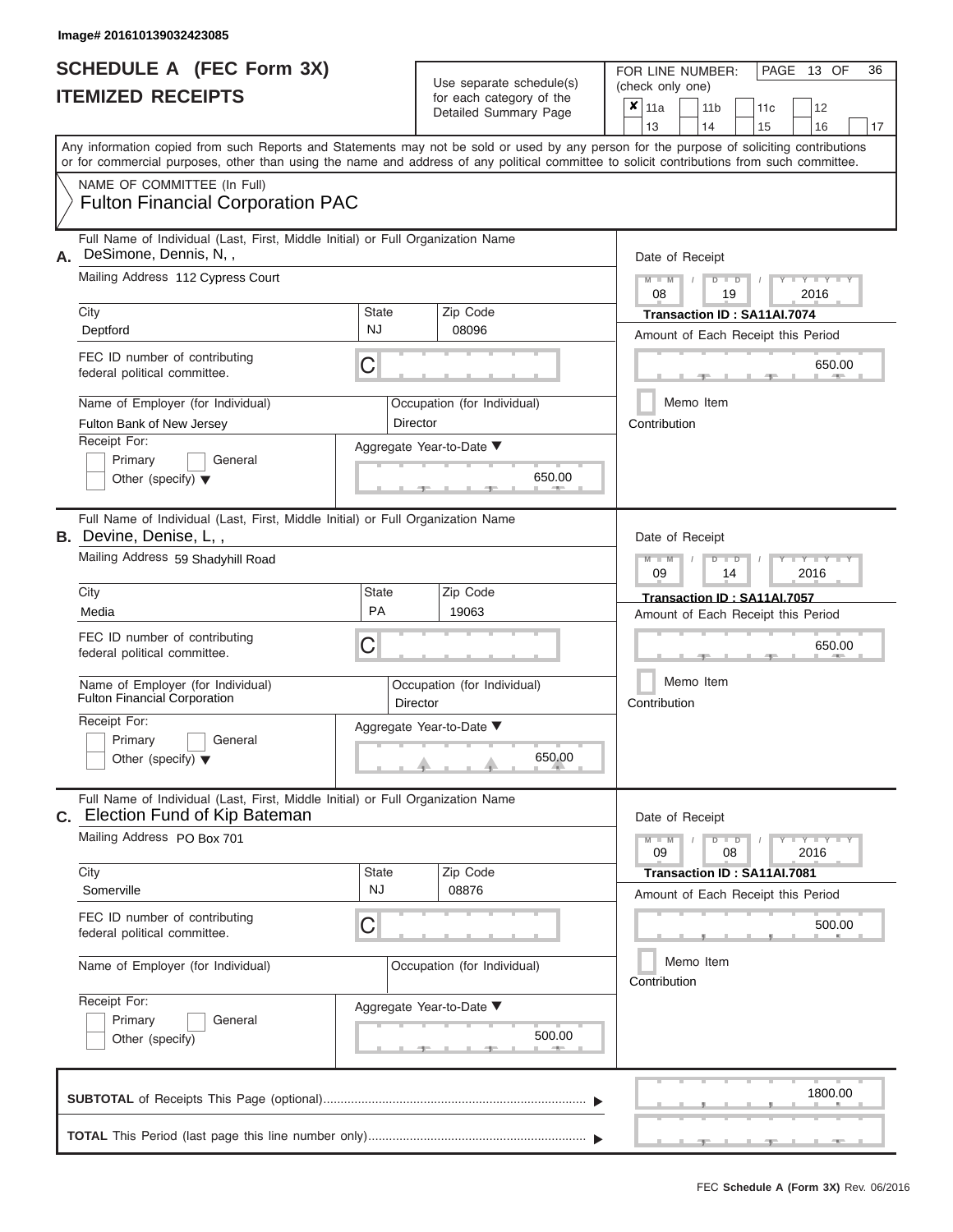Image# 201610139032423085

# SCHEDULE A (FEC Form 3X)
# ITEMIZED RECEIPTS

Use separate schedule(s) for each category of the Detailed Summary Page

FOR LINE NUMBER: (check only one)

PAGE 13 OF 36

| ✘ | 11a | | 11b | | 11c | | 12 | |
|---|---|---|---|---|---|---|---|---|
| | 13 | | 14 | | 15 | | 16 | 17 |

Any information copied from such Reports and Statements may not be sold or used by any person for the purpose of soliciting contributions or for commercial purposes, other than using the name and address of any political committee to solicit contributions from such committee.

NAME OF COMMITTEE (In Full)
Fulton Financial Corporation PAC

---

**A.** Full Name of Individual (Last, First, Middle Initial) or Full Organization Name
DeSimone, Dennis, N, ,

Mailing Address: 112 Cypress Court

City: Deptford
State: NJ
Zip Code: 08096

FEC ID number of contributing federal political committee: C

Name of Employer (for Individual): Fulton Bank of New Jersey
Occupation (for Individual): Director

Receipt For: Primary / General / Other (specify)

Aggregate Year-to-Date: 650.00

Date of Receipt: 08 / 19 / 2016
Transaction ID : SA11AI.7074
Amount of Each Receipt this Period: 650.00
Memo Item
Contribution

---

**B.** Full Name of Individual (Last, First, Middle Initial) or Full Organization Name
Devine, Denise, L, ,

Mailing Address: 59 Shadyhill Road

City: Media
State: PA
Zip Code: 19063

FEC ID number of contributing federal political committee: C

Name of Employer (for Individual): Fulton Financial Corporation
Occupation (for Individual): Director

Receipt For: Primary / General / Other (specify)

Aggregate Year-to-Date: 650.00

Date of Receipt: 09 / 14 / 2016
Transaction ID : SA11AI.7057
Amount of Each Receipt this Period: 650.00
Memo Item
Contribution

---

**C.** Full Name of Individual (Last, First, Middle Initial) or Full Organization Name
Election Fund of Kip Bateman

Mailing Address: PO Box 701

City: Somerville
State: NJ
Zip Code: 08876

FEC ID number of contributing federal political committee: C

Name of Employer (for Individual):
Occupation (for Individual):

Receipt For: Primary / General / Other (specify)

Aggregate Year-to-Date: 500.00

Date of Receipt: 09 / 08 / 2016
Transaction ID : SA11AI.7081
Amount of Each Receipt this Period: 500.00
Memo Item
Contribution

---

**SUBTOTAL** of Receipts This Page (optional): 1800.00

**TOTAL** This Period (last page this line number only):

FEC **Schedule A (Form 3X)** Rev. 06/2016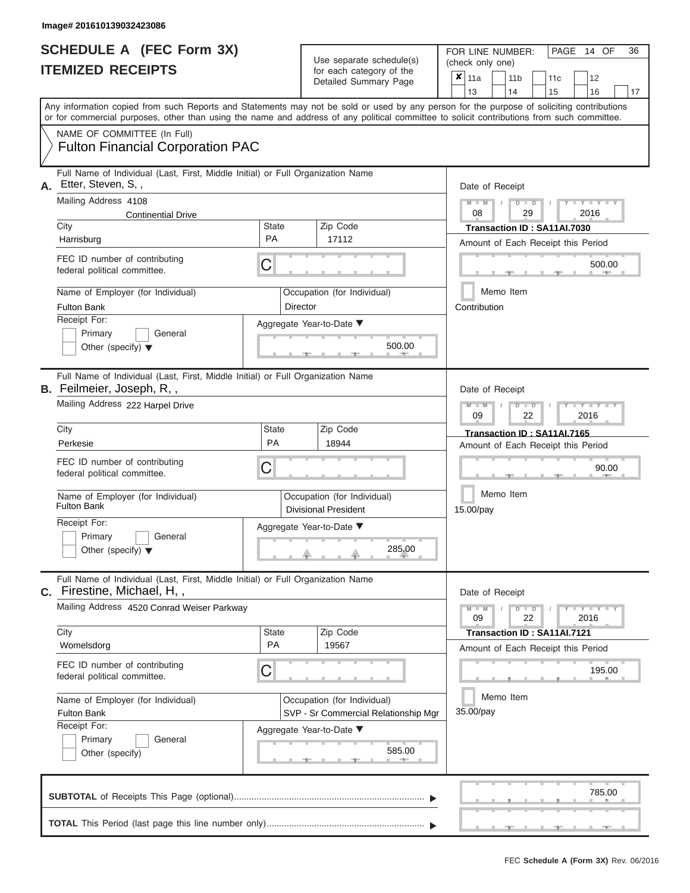Image# 201610139032423086

# SCHEDULE A (FEC Form 3X)
## ITEMIZED RECEIPTS

Use separate schedule(s) for each category of the Detailed Summary Page

FOR LINE NUMBER: (check only one)

- [x] 11a
- [ ] 11b
- [ ] 11c
- [ ] 12
- [ ] 13
- [ ] 14
- [ ] 15
- [ ] 16
- [ ] 17

PAGE 14 OF 36

Any information copied from such Reports and Statements may not be sold or used by any person for the purpose of soliciting contributions or for commercial purposes, other than using the name and address of any political committee to solicit contributions from such committee.

NAME OF COMMITTEE (In Full)
**Fulton Financial Corporation PAC**

---

**A.** Full Name of Individual (Last, First, Middle Initial) or Full Organization Name: Etter, Steven, S, ,

Mailing Address: 4108 Continental Drive

City: Harrisburg | State: PA | Zip Code: 17112

FEC ID number of contributing federal political committee: C

Name of Employer (for Individual): Fulton Bank
Occupation (for Individual): Director

Receipt For: Primary / General / Other (specify)

Aggregate Year-to-Date: 500.00

Date of Receipt: 08 / 29 / 2016
Transaction ID : SA11AI.7030
Amount of Each Receipt this Period: 500.00
Memo Item
Contribution

---

**B.** Full Name of Individual (Last, First, Middle Initial) or Full Organization Name: Feilmeier, Joseph, R, ,

Mailing Address: 222 Harpel Drive

City: Perkesie | State: PA | Zip Code: 18944

FEC ID number of contributing federal political committee: C

Name of Employer (for Individual): Fulton Bank
Occupation (for Individual): Divisional President

Receipt For: Primary / General / Other (specify)

Aggregate Year-to-Date: 285.00

Date of Receipt: 09 / 22 / 2016
Transaction ID : SA11AI.7165
Amount of Each Receipt this Period: 90.00
Memo Item
15.00/pay

---

**C.** Full Name of Individual (Last, First, Middle Initial) or Full Organization Name: Firestine, Michael, H, ,

Mailing Address: 4520 Conrad Weiser Parkway

City: Womelsdorg | State: PA | Zip Code: 19567

FEC ID number of contributing federal political committee: C

Name of Employer (for Individual): Fulton Bank
Occupation (for Individual): SVP - Sr Commercial Relationship Mgr

Receipt For: Primary / General / Other (specify)

Aggregate Year-to-Date: 585.00

Date of Receipt: 09 / 22 / 2016
Transaction ID : SA11AI.7121
Amount of Each Receipt this Period: 195.00
Memo Item
35.00/pay

---

**SUBTOTAL** of Receipts This Page (optional): 785.00

**TOTAL** This Period (last page this line number only):

FEC Schedule A (Form 3X) Rev. 06/2016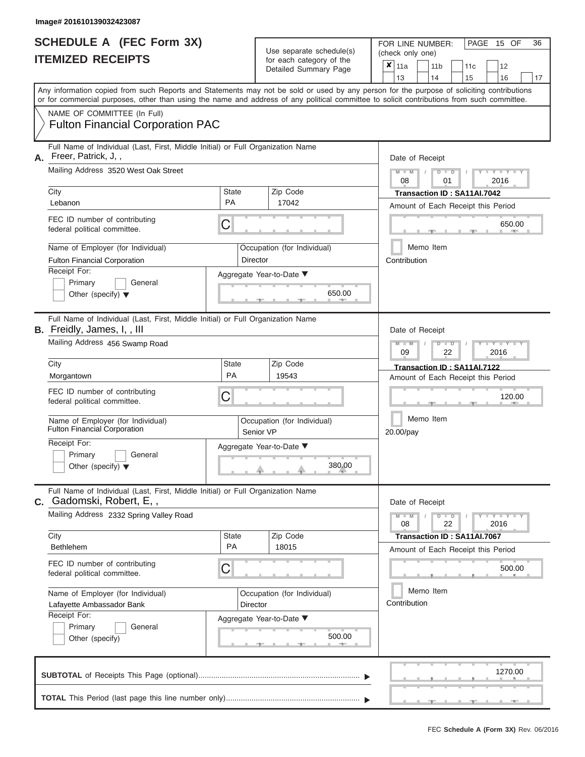Image# 201610139032423087

# SCHEDULE A (FEC Form 3X)
## ITEMIZED RECEIPTS

Use separate schedule(s) for each category of the Detailed Summary Page

FOR LINE NUMBER: (check only one)

PAGE 15 OF 36

☒ 11a ☐ 11b ☐ 11c ☐ 12 ☐ 13 ☐ 14 ☐ 15 ☐ 16 ☐ 17

Any information copied from such Reports and Statements may not be sold or used by any person for the purpose of soliciting contributions or for commercial purposes, other than using the name and address of any political committee to solicit contributions from such committee.

NAME OF COMMITTEE (In Full)
Fulton Financial Corporation PAC

---

**A.** Full Name of Individual (Last, First, Middle Initial) or Full Organization Name
Freer, Patrick, J, ,

Mailing Address: 3520 West Oak Street

City: Lebanon | State: PA | Zip Code: 17042

FEC ID number of contributing federal political committee: C

Name of Employer (for Individual): Fulton Financial Corporation

Occupation (for Individual): Director

Receipt For: ☐ Primary ☐ General ☐ Other (specify)

Aggregate Year-to-Date: 650.00

Date of Receipt: 08 / 01 / 2016

Transaction ID : SA11AI.7042

Amount of Each Receipt this Period: 650.00

☐ Memo Item

Contribution

---

**B.** Full Name of Individual (Last, First, Middle Initial) or Full Organization Name
Freidly, James, I, , III

Mailing Address: 456 Swamp Road

City: Morgantown | State: PA | Zip Code: 19543

FEC ID number of contributing federal political committee: C

Name of Employer (for Individual): Fulton Financial Corporation

Occupation (for Individual): Senior VP

Receipt For: ☐ Primary ☐ General ☐ Other (specify)

Aggregate Year-to-Date: 380.00

Date of Receipt: 09 / 22 / 2016

Transaction ID : SA11AI.7122

Amount of Each Receipt this Period: 120.00

☐ Memo Item

20.00/pay

---

**C.** Full Name of Individual (Last, First, Middle Initial) or Full Organization Name
Gadomski, Robert, E, ,

Mailing Address: 2332 Spring Valley Road

City: Bethlehem | State: PA | Zip Code: 18015

FEC ID number of contributing federal political committee: C

Name of Employer (for Individual): Lafayette Ambassador Bank

Occupation (for Individual): Director

Receipt For: ☐ Primary ☐ General ☐ Other (specify)

Aggregate Year-to-Date: 500.00

Date of Receipt: 08 / 22 / 2016

Transaction ID : SA11AI.7067

Amount of Each Receipt this Period: 500.00

☐ Memo Item

Contribution

---

**SUBTOTAL** of Receipts This Page (optional): 1270.00

**TOTAL** This Period (last page this line number only):

FEC Schedule A (Form 3X) Rev. 06/2016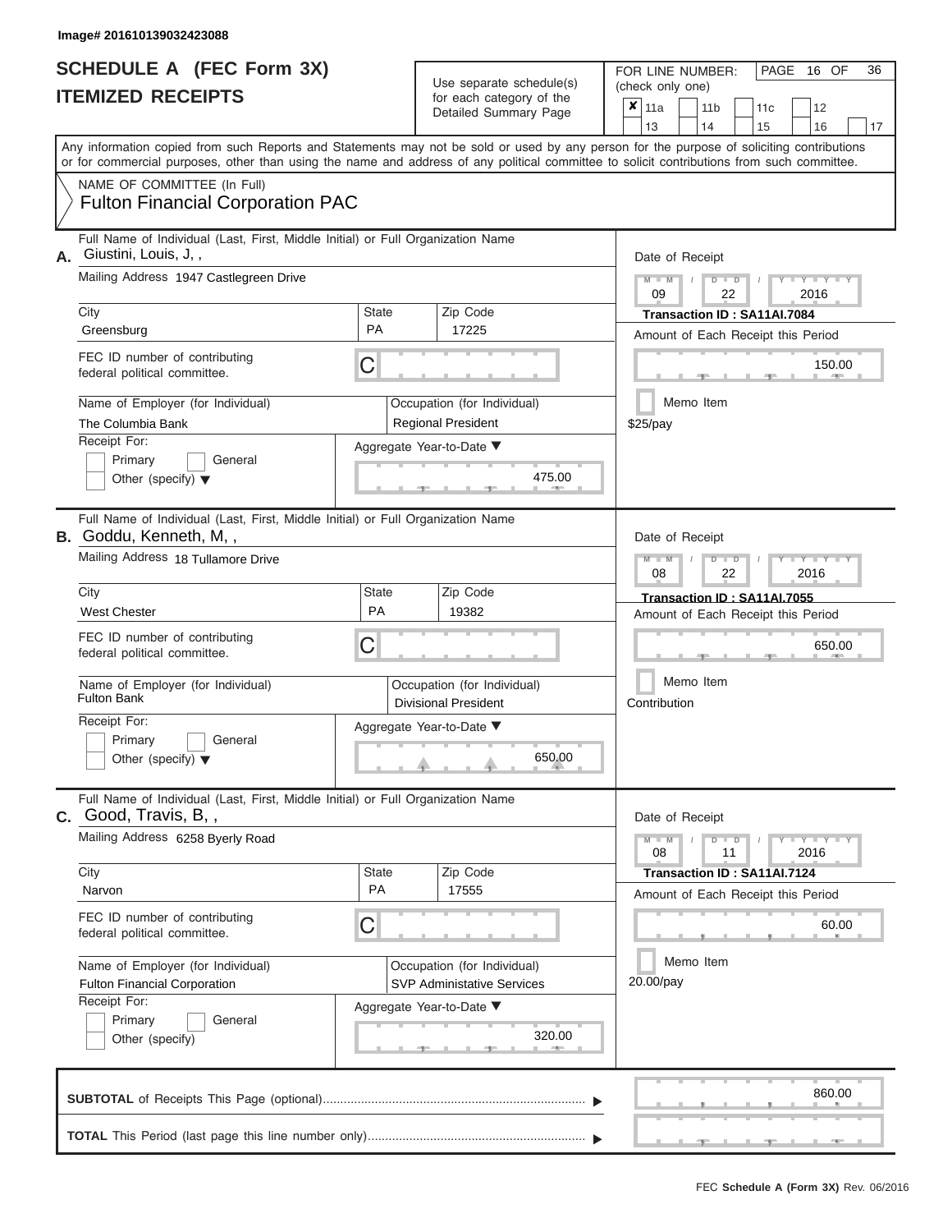Image# 201610139032423088

# SCHEDULE A (FEC Form 3X)
# ITEMIZED RECEIPTS

Use separate schedule(s) for each category of the Detailed Summary Page

FOR LINE NUMBER: (check only one)

- [x] 11a
- [ ] 11b
- [ ] 11c
- [ ] 12
- [ ] 13
- [ ] 14
- [ ] 15
- [ ] 16
- [ ] 17

Any information copied from such Reports and Statements may not be sold or used by any person for the purpose of soliciting contributions or for commercial purposes, other than using the name and address of any political committee to solicit contributions from such committee.

NAME OF COMMITTEE (In Full)
Fulton Financial Corporation PAC

---

**A.** Full Name of Individual (Last, First, Middle Initial) or Full Organization Name: Giustini, Louis, J, ,

Mailing Address: 1947 Castlegreen Drive

City: Greensburg | State: PA | Zip Code: 17225

FEC ID number of contributing federal political committee: C

Name of Employer (for Individual): The Columbia Bank

Occupation (for Individual): Regional President

Receipt For: Primary / General / Other (specify)

Aggregate Year-to-Date: 475.00

Date of Receipt: 09 / 22 / 2016

Transaction ID : SA11AI.7084

Amount of Each Receipt this Period: 150.00

Memo Item: $25/pay

---

**B.** Full Name of Individual (Last, First, Middle Initial) or Full Organization Name: Goddu, Kenneth, M, ,

Mailing Address: 18 Tullamore Drive

City: West Chester | State: PA | Zip Code: 19382

FEC ID number of contributing federal political committee: C

Name of Employer (for Individual): Fulton Bank

Occupation (for Individual): Divisional President

Receipt For: Primary / General / Other (specify)

Aggregate Year-to-Date: 650.00

Date of Receipt: 08 / 22 / 2016

Transaction ID : SA11AI.7055

Amount of Each Receipt this Period: 650.00

Memo Item: Contribution

---

**C.** Full Name of Individual (Last, First, Middle Initial) or Full Organization Name: Good, Travis, B, ,

Mailing Address: 6258 Byerly Road

City: Narvon | State: PA | Zip Code: 17555

FEC ID number of contributing federal political committee: C

Name of Employer (for Individual): Fulton Financial Corporation

Occupation (for Individual): SVP Administative Services

Receipt For: Primary / General / Other (specify)

Aggregate Year-to-Date: 320.00

Date of Receipt: 08 / 11 / 2016

Transaction ID : SA11AI.7124

Amount of Each Receipt this Period: 60.00

Memo Item: 20.00/pay

---

**SUBTOTAL** of Receipts This Page (optional): 860.00

**TOTAL** This Period (last page this line number only):

FEC Schedule A (Form 3X) Rev. 06/2016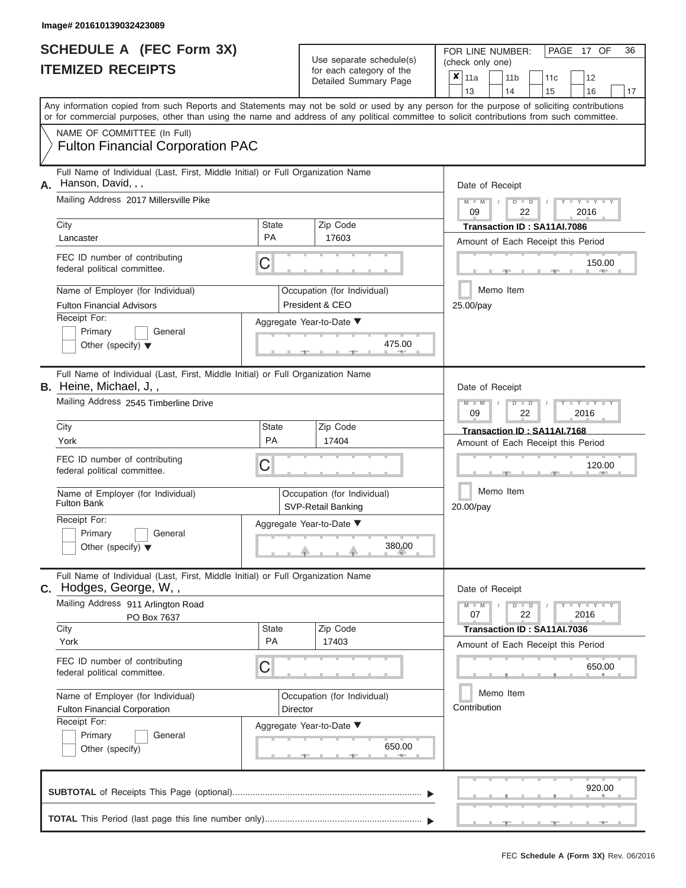Image# 201610139032423089

# SCHEDULE A (FEC Form 3X)
# ITEMIZED RECEIPTS

Use separate schedule(s) for each category of the Detailed Summary Page

FOR LINE NUMBER: (check only one)

- [x] 11a
- [ ] 11b
- [ ] 11c
- [ ] 12
- [ ] 13
- [ ] 14
- [ ] 15
- [ ] 16
- [ ] 17

Any information copied from such Reports and Statements may not be sold or used by any person for the purpose of soliciting contributions or for commercial purposes, other than using the name and address of any political committee to solicit contributions from such committee.

NAME OF COMMITTEE (In Full)

**Fulton Financial Corporation PAC**

---

**A.** Full Name of Individual (Last, First, Middle Initial) or Full Organization Name: Hanson, David, , ,

Mailing Address: 2017 Millersville Pike

City: Lancaster | State: PA | Zip Code: 17603

FEC ID number of contributing federal political committee: C

Name of Employer (for Individual): Fulton Financial Advisors

Occupation (for Individual): President & CEO

Receipt For: Primary / General / Other (specify)

Aggregate Year-to-Date: 475.00

Date of Receipt: 09 / 22 / 2016

Transaction ID : SA11AI.7086

Amount of Each Receipt this Period: 150.00

Memo Item

25.00/pay

---

**B.** Full Name of Individual (Last, First, Middle Initial) or Full Organization Name: Heine, Michael, J, ,

Mailing Address: 2545 Timberline Drive

City: York | State: PA | Zip Code: 17404

FEC ID number of contributing federal political committee: C

Name of Employer (for Individual): Fulton Bank

Occupation (for Individual): SVP-Retail Banking

Receipt For: Primary / General / Other (specify)

Aggregate Year-to-Date: 380.00

Date of Receipt: 09 / 22 / 2016

Transaction ID : SA11AI.7168

Amount of Each Receipt this Period: 120.00

Memo Item

20.00/pay

---

**C.** Full Name of Individual (Last, First, Middle Initial) or Full Organization Name: Hodges, George, W, ,

Mailing Address: 911 Arlington Road, PO Box 7637

City: York | State: PA | Zip Code: 17403

FEC ID number of contributing federal political committee: C

Name of Employer (for Individual): Fulton Financial Corporation

Occupation (for Individual): Director

Receipt For: Primary / General / Other (specify)

Aggregate Year-to-Date: 650.00

Date of Receipt: 07 / 22 / 2016

Transaction ID : SA11AI.7036

Amount of Each Receipt this Period: 650.00

Memo Item

Contribution

---

**SUBTOTAL** of Receipts This Page (optional): 920.00

**TOTAL** This Period (last page this line number only):

FEC Schedule A (Form 3X) Rev. 06/2016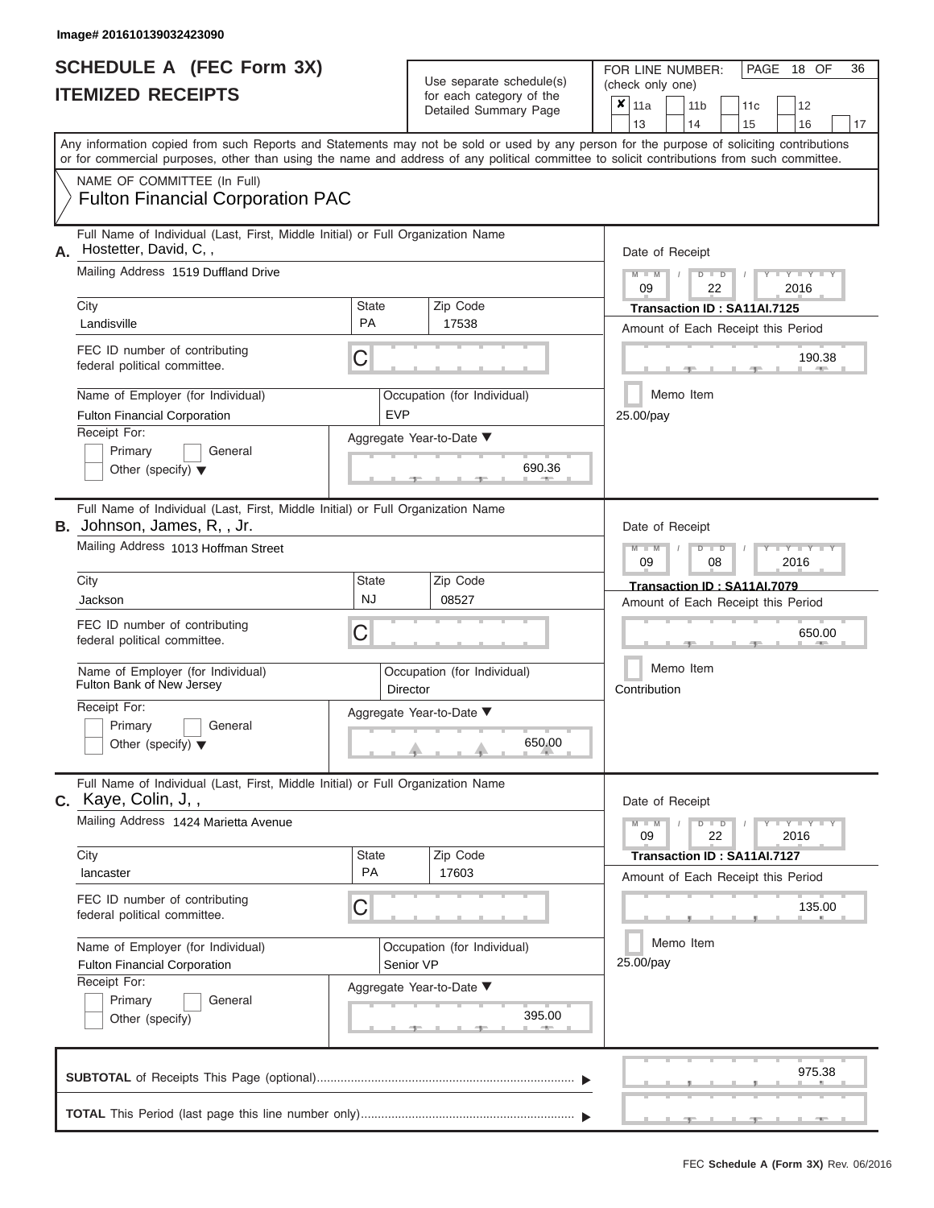Image# 201610139032423090

# SCHEDULE A (FEC Form 3X)
# ITEMIZED RECEIPTS

Use separate schedule(s) for each category of the Detailed Summary Page

FOR LINE NUMBER: (check only one)

☒ 11a ☐ 11b ☐ 11c ☐ 12 ☐ 13 ☐ 14 ☐ 15 ☐ 16 ☐ 17

PAGE 18 OF 36

Any information copied from such Reports and Statements may not be sold or used by any person for the purpose of soliciting contributions or for commercial purposes, other than using the name and address of any political committee to solicit contributions from such committee.

NAME OF COMMITTEE (In Full)
Fulton Financial Corporation PAC

---

**A.** Full Name of Individual (Last, First, Middle Initial) or Full Organization Name: Hostetter, David, C, ,

Mailing Address: 1519 Duffland Drive

City: Landisville | State: PA | Zip Code: 17538

FEC ID number of contributing federal political committee: C

Name of Employer (for Individual): Fulton Financial Corporation

Occupation (for Individual): EVP

Receipt For: ☐ Primary ☐ General ☐ Other (specify)

Aggregate Year-to-Date: 690.36

Date of Receipt: 09 / 22 / 2016

Transaction ID : SA11AI.7125

Amount of Each Receipt this Period: 190.38

☐ Memo Item

25.00/pay

---

**B.** Full Name of Individual (Last, First, Middle Initial) or Full Organization Name: Johnson, James, R, , Jr.

Mailing Address: 1013 Hoffman Street

City: Jackson | State: NJ | Zip Code: 08527

FEC ID number of contributing federal political committee: C

Name of Employer (for Individual): Fulton Bank of New Jersey

Occupation (for Individual): Director

Receipt For: ☐ Primary ☐ General ☐ Other (specify)

Aggregate Year-to-Date: 650.00

Date of Receipt: 09 / 08 / 2016

Transaction ID : SA11AI.7079

Amount of Each Receipt this Period: 650.00

☐ Memo Item

Contribution

---

**C.** Full Name of Individual (Last, First, Middle Initial) or Full Organization Name: Kaye, Colin, J, ,

Mailing Address: 1424 Marietta Avenue

City: lancaster | State: PA | Zip Code: 17603

FEC ID number of contributing federal political committee: C

Name of Employer (for Individual): Fulton Financial Corporation

Occupation (for Individual): Senior VP

Receipt For: ☐ Primary ☐ General ☐ Other (specify)

Aggregate Year-to-Date: 395.00

Date of Receipt: 09 / 22 / 2016

Transaction ID : SA11AI.7127

Amount of Each Receipt this Period: 135.00

☐ Memo Item

25.00/pay

---

**SUBTOTAL** of Receipts This Page (optional): 975.38

**TOTAL** This Period (last page this line number only):

FEC Schedule A (Form 3X) Rev. 06/2016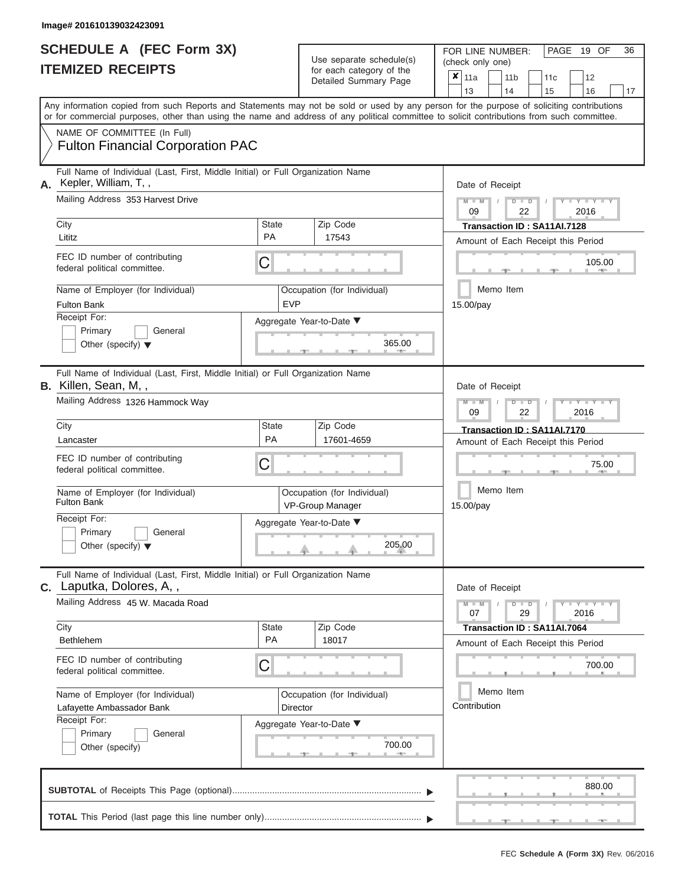Image# 201610139032423091

# SCHEDULE A (FEC Form 3X)
# ITEMIZED RECEIPTS

Use separate schedule(s) for each category of the Detailed Summary Page

FOR LINE NUMBER: (check only one)

- [x] 11a
- [ ] 11b
- [ ] 11c
- [ ] 12
- [ ] 13
- [ ] 14
- [ ] 15
- [ ] 16
- [ ] 17

Any information copied from such Reports and Statements may not be sold or used by any person for the purpose of soliciting contributions or for commercial purposes, other than using the name and address of any political committee to solicit contributions from such committee.

NAME OF COMMITTEE (In Full)
**Fulton Financial Corporation PAC**

---

**A.** Full Name of Individual (Last, First, Middle Initial) or Full Organization Name: Kepler, William, T, ,

Mailing Address: 353 Harvest Drive

City: Lititz | State: PA | Zip Code: 17543

FEC ID number of contributing federal political committee: C

Name of Employer (for Individual): Fulton Bank

Occupation (for Individual): EVP

Receipt For: Primary / General / Other (specify)

Aggregate Year-to-Date: 365.00

Date of Receipt: 09 / 22 / 2016

Transaction ID : SA11AI.7128

Amount of Each Receipt this Period: 105.00

Memo Item: 15.00/pay

---

**B.** Full Name of Individual (Last, First, Middle Initial) or Full Organization Name: Killen, Sean, M, ,

Mailing Address: 1326 Hammock Way

City: Lancaster | State: PA | Zip Code: 17601-4659

FEC ID number of contributing federal political committee: C

Name of Employer (for Individual): Fulton Bank

Occupation (for Individual): VP-Group Manager

Receipt For: Primary / General / Other (specify)

Aggregate Year-to-Date: 205.00

Date of Receipt: 09 / 22 / 2016

Transaction ID : SA11AI.7170

Amount of Each Receipt this Period: 75.00

Memo Item: 15.00/pay

---

**C.** Full Name of Individual (Last, First, Middle Initial) or Full Organization Name: Laputka, Dolores, A, ,

Mailing Address: 45 W. Macada Road

City: Bethlehem | State: PA | Zip Code: 18017

FEC ID number of contributing federal political committee: C

Name of Employer (for Individual): Lafayette Ambassador Bank

Occupation (for Individual): Director

Receipt For: Primary / General / Other (specify)

Aggregate Year-to-Date: 700.00

Date of Receipt: 07 / 29 / 2016

Transaction ID : SA11AI.7064

Amount of Each Receipt this Period: 700.00

Memo Item: Contribution

---

**SUBTOTAL** of Receipts This Page (optional): 880.00

**TOTAL** This Period (last page this line number only):

FEC Schedule A (Form 3X) Rev. 06/2016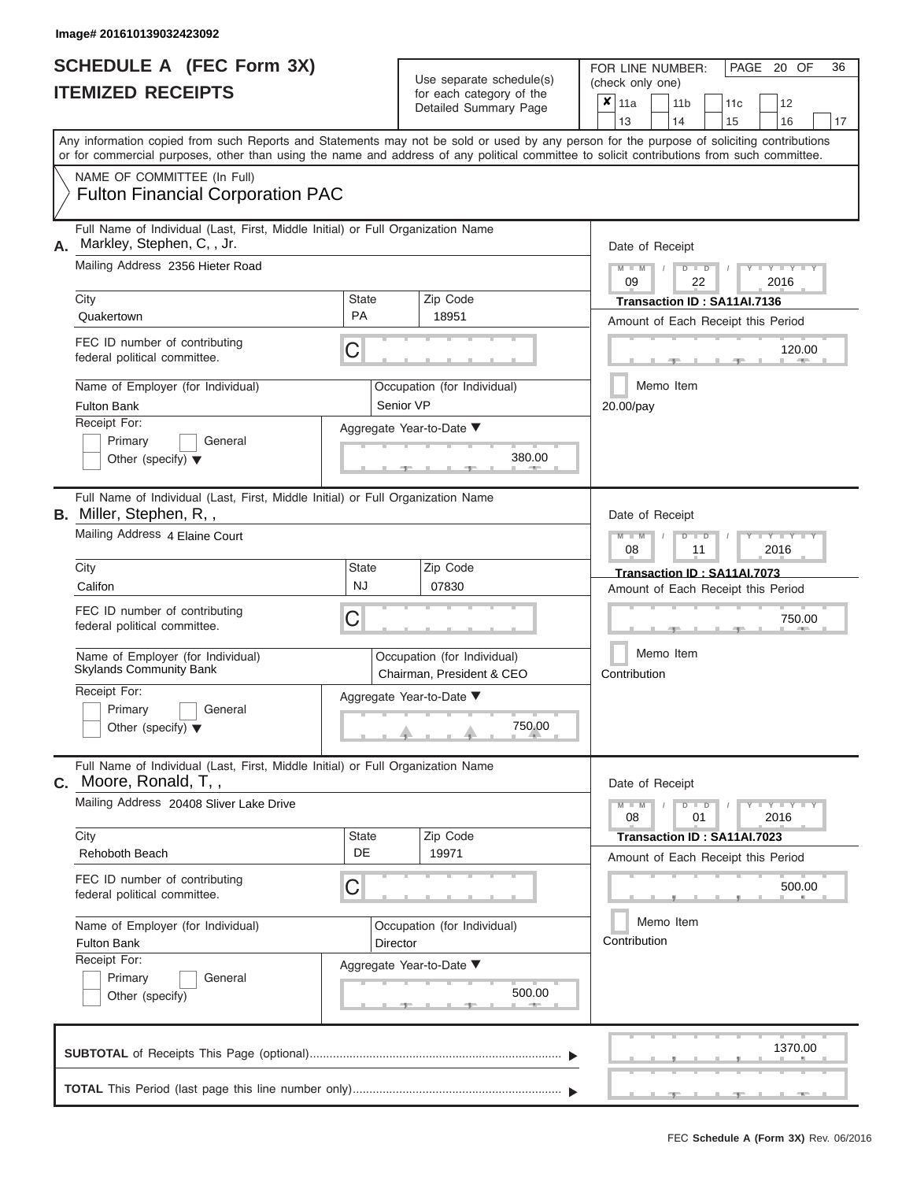Image# 201610139032423092

# SCHEDULE A (FEC Form 3X)
# ITEMIZED RECEIPTS

Use separate schedule(s) for each category of the Detailed Summary Page

FOR LINE NUMBER: (check only one)

- [x] 11a
- [ ] 11b
- [ ] 11c
- [ ] 12
- [ ] 13
- [ ] 14
- [ ] 15
- [ ] 16
- [ ] 17

PAGE 20 OF 36

Any information copied from such Reports and Statements may not be sold or used by any person for the purpose of soliciting contributions or for commercial purposes, other than using the name and address of any political committee to solicit contributions from such committee.

NAME OF COMMITTEE (In Full)
**Fulton Financial Corporation PAC**

---

**A.** Full Name of Individual (Last, First, Middle Initial) or Full Organization Name: Markley, Stephen, C, , Jr.

Mailing Address: 2356 Hieter Road

City: Quakertown | State: PA | Zip Code: 18951

FEC ID number of contributing federal political committee: C

Name of Employer (for Individual): Fulton Bank

Occupation (for Individual): Senior VP

Receipt For: Primary [ ] General [ ] Other (specify) [ ]

Aggregate Year-to-Date: 380.00

Date of Receipt: 09 / 22 / 2016

Transaction ID : SA11AI.7136

Amount of Each Receipt this Period: 120.00

Memo Item [ ]

20.00/pay

---

**B.** Full Name of Individual (Last, First, Middle Initial) or Full Organization Name: Miller, Stephen, R, ,

Mailing Address: 4 Elaine Court

City: Califon | State: NJ | Zip Code: 07830

FEC ID number of contributing federal political committee: C

Name of Employer (for Individual): Skylands Community Bank

Occupation (for Individual): Chairman, President & CEO

Receipt For: Primary [ ] General [ ] Other (specify) [ ]

Aggregate Year-to-Date: 750.00

Date of Receipt: 08 / 11 / 2016

Transaction ID : SA11AI.7073

Amount of Each Receipt this Period: 750.00

Memo Item [ ]

Contribution

---

**C.** Full Name of Individual (Last, First, Middle Initial) or Full Organization Name: Moore, Ronald, T, ,

Mailing Address: 20408 Sliver Lake Drive

City: Rehoboth Beach | State: DE | Zip Code: 19971

FEC ID number of contributing federal political committee: C

Name of Employer (for Individual): Fulton Bank

Occupation (for Individual): Director

Receipt For: Primary [ ] General [ ] Other (specify) [ ]

Aggregate Year-to-Date: 500.00

Date of Receipt: 08 / 01 / 2016

Transaction ID : SA11AI.7023

Amount of Each Receipt this Period: 500.00

Memo Item [ ]

Contribution

---

**SUBTOTAL** of Receipts This Page (optional): 1370.00

**TOTAL** This Period (last page this line number only):

FEC Schedule A (Form 3X) Rev. 06/2016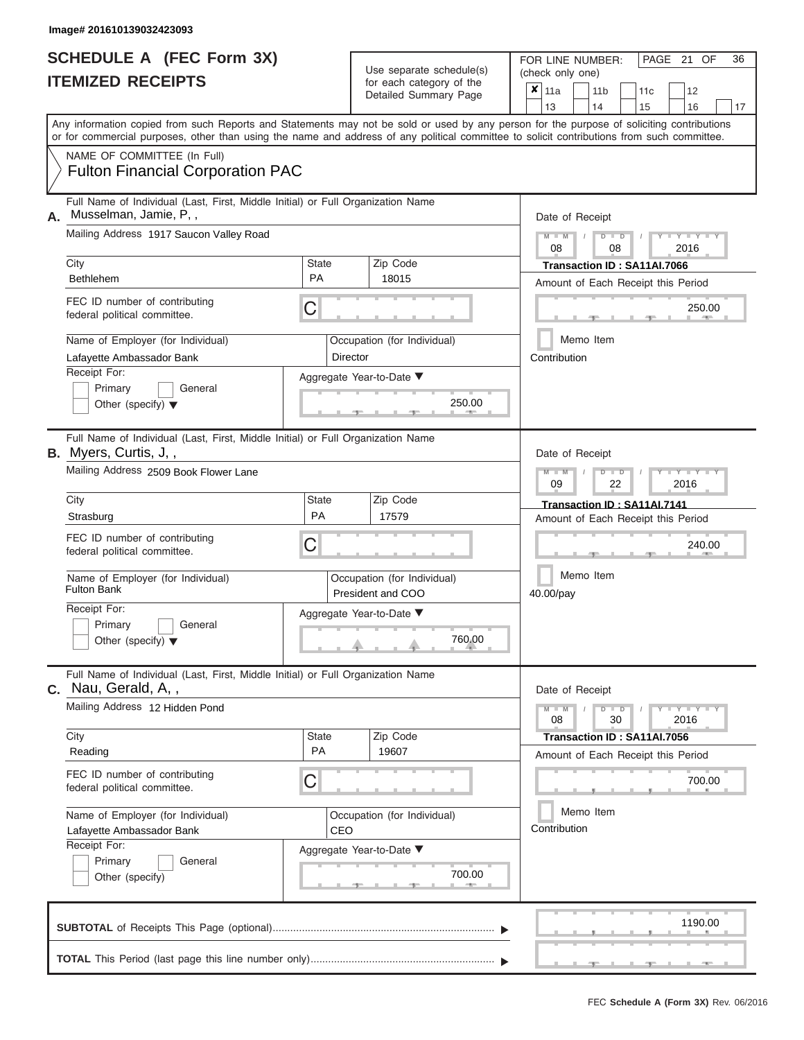Image# 201610139032423093

# SCHEDULE A (FEC Form 3X)
# ITEMIZED RECEIPTS

Use separate schedule(s) for each category of the Detailed Summary Page

FOR LINE NUMBER: (check only one)

- [x] 11a
- [ ] 11b
- [ ] 11c
- [ ] 12
- [ ] 13
- [ ] 14
- [ ] 15
- [ ] 16
- [ ] 17

PAGE 21 OF 36

Any information copied from such Reports and Statements may not be sold or used by any person for the purpose of soliciting contributions or for commercial purposes, other than using the name and address of any political committee to solicit contributions from such committee.

NAME OF COMMITTEE (In Full)
Fulton Financial Corporation PAC

---

**A.** Full Name of Individual (Last, First, Middle Initial) or Full Organization Name: Musselman, Jamie, P, ,

Mailing Address: 1917 Saucon Valley Road

City: Bethlehem | State: PA | Zip Code: 18015

FEC ID number of contributing federal political committee: C

Name of Employer (for Individual): Lafayette Ambassador Bank

Occupation (for Individual): Director

Receipt For: Primary / General / Other (specify)

Aggregate Year-to-Date: 250.00

Date of Receipt: 08 / 08 / 2016

Transaction ID : SA11AI.7066

Amount of Each Receipt this Period: 250.00

Memo Item: Contribution

---

**B.** Full Name of Individual (Last, First, Middle Initial) or Full Organization Name: Myers, Curtis, J, ,

Mailing Address: 2509 Book Flower Lane

City: Strasburg | State: PA | Zip Code: 17579

FEC ID number of contributing federal political committee: C

Name of Employer (for Individual): Fulton Bank

Occupation (for Individual): President and COO

Receipt For: Primary / General / Other (specify)

Aggregate Year-to-Date: 760.00

Date of Receipt: 09 / 22 / 2016

Transaction ID : SA11AI.7141

Amount of Each Receipt this Period: 240.00

Memo Item: 40.00/pay

---

**C.** Full Name of Individual (Last, First, Middle Initial) or Full Organization Name: Nau, Gerald, A, ,

Mailing Address: 12 Hidden Pond

City: Reading | State: PA | Zip Code: 19607

FEC ID number of contributing federal political committee: C

Name of Employer (for Individual): Lafayette Ambassador Bank

Occupation (for Individual): CEO

Receipt For: Primary / General / Other (specify)

Aggregate Year-to-Date: 700.00

Date of Receipt: 08 / 30 / 2016

Transaction ID : SA11AI.7056

Amount of Each Receipt this Period: 700.00

Memo Item: Contribution

---

**SUBTOTAL** of Receipts This Page (optional): 1190.00

**TOTAL** This Period (last page this line number only):

FEC Schedule A (Form 3X) Rev. 06/2016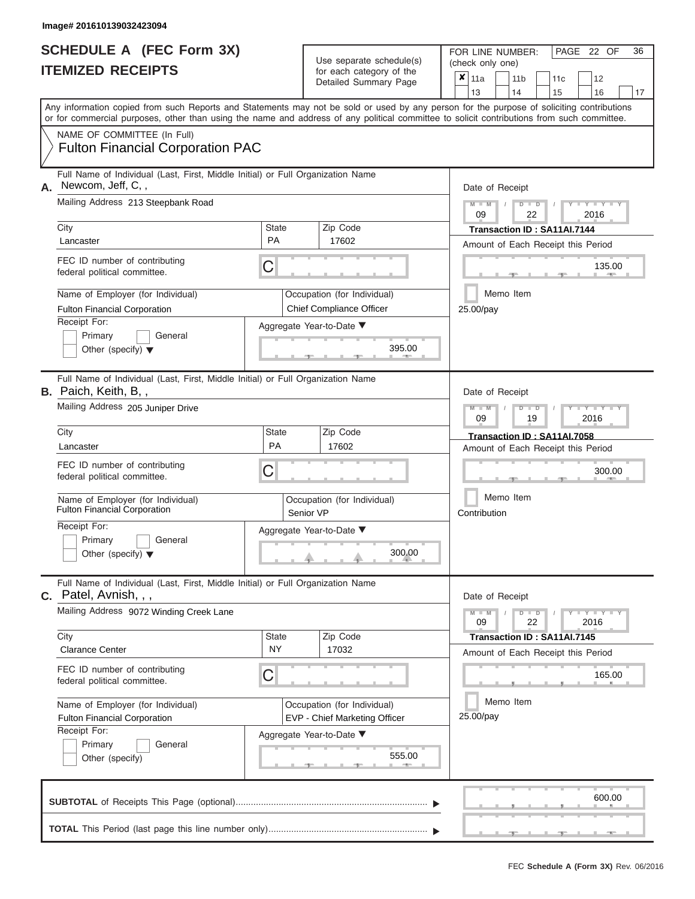Image# 201610139032423094

# SCHEDULE A (FEC Form 3X)
# ITEMIZED RECEIPTS

Use separate schedule(s) for each category of the Detailed Summary Page

FOR LINE NUMBER: (check only one)

- [x] 11a
- [ ] 11b
- [ ] 11c
- [ ] 12
- [ ] 13
- [ ] 14
- [ ] 15
- [ ] 16
- [ ] 17

PAGE 22 OF 36

Any information copied from such Reports and Statements may not be sold or used by any person for the purpose of soliciting contributions or for commercial purposes, other than using the name and address of any political committee to solicit contributions from such committee.

NAME OF COMMITTEE (In Full)
Fulton Financial Corporation PAC

---

**A.** Full Name of Individual (Last, First, Middle Initial) or Full Organization Name: Newcom, Jeff, C, ,

Mailing Address: 213 Steepbank Road

City: Lancaster | State: PA | Zip Code: 17602

FEC ID number of contributing federal political committee: C

Name of Employer (for Individual): Fulton Financial Corporation

Occupation (for Individual): Chief Compliance Officer

Receipt For: Primary / General / Other (specify)

Aggregate Year-to-Date: 395.00

Date of Receipt: 09 / 22 / 2016

Transaction ID : SA11AI.7144

Amount of Each Receipt this Period: 135.00

Memo Item

25.00/pay

---

**B.** Full Name of Individual (Last, First, Middle Initial) or Full Organization Name: Paich, Keith, B, ,

Mailing Address: 205 Juniper Drive

City: Lancaster | State: PA | Zip Code: 17602

FEC ID number of contributing federal political committee: C

Name of Employer (for Individual): Fulton Financial Corporation

Occupation (for Individual): Senior VP

Receipt For: Primary / General / Other (specify)

Aggregate Year-to-Date: 300.00

Date of Receipt: 09 / 19 / 2016

Transaction ID : SA11AI.7058

Amount of Each Receipt this Period: 300.00

Memo Item

Contribution

---

**C.** Full Name of Individual (Last, First, Middle Initial) or Full Organization Name: Patel, Avnish, , ,

Mailing Address: 9072 Winding Creek Lane

City: Clarance Center | State: NY | Zip Code: 17032

FEC ID number of contributing federal political committee: C

Name of Employer (for Individual): Fulton Financial Corporation

Occupation (for Individual): EVP - Chief Marketing Officer

Receipt For: Primary / General / Other (specify)

Aggregate Year-to-Date: 555.00

Date of Receipt: 09 / 22 / 2016

Transaction ID : SA11AI.7145

Amount of Each Receipt this Period: 165.00

Memo Item

25.00/pay

---

**SUBTOTAL** of Receipts This Page (optional): 600.00

**TOTAL** This Period (last page this line number only):

FEC Schedule A (Form 3X) Rev. 06/2016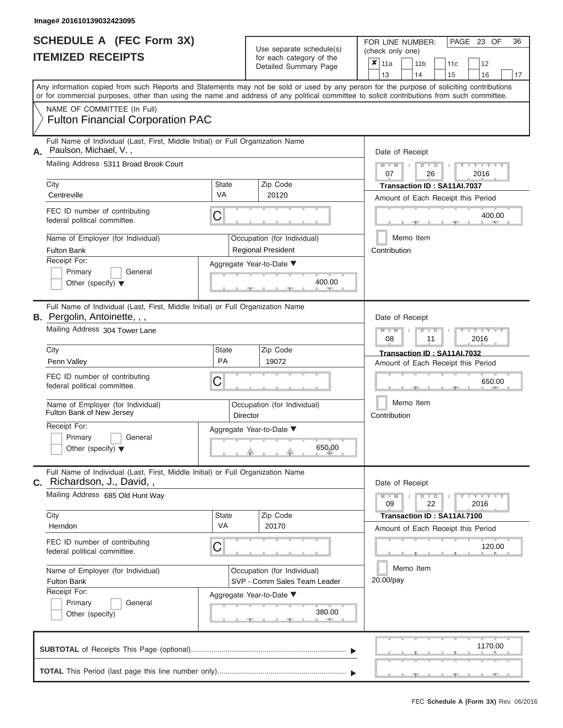Image# 201610139032423095

# SCHEDULE A (FEC Form 3X)
## ITEMIZED RECEIPTS

Use separate schedule(s) for each category of the Detailed Summary Page

FOR LINE NUMBER: (check only one)

- [x] 11a
- [ ] 11b
- [ ] 11c
- [ ] 12
- [ ] 13
- [ ] 14
- [ ] 15
- [ ] 16
- [ ] 17

PAGE 23 OF 36

Any information copied from such Reports and Statements may not be sold or used by any person for the purpose of soliciting contributions or for commercial purposes, other than using the name and address of any political committee to solicit contributions from such committee.

NAME OF COMMITTEE (In Full)
Fulton Financial Corporation PAC

---

**A.** Full Name of Individual (Last, First, Middle Initial) or Full Organization Name
Paulson, Michael, V, ,

Mailing Address: 5311 Broad Brook Court

City: Centreville | State: VA | Zip Code: 20120

FEC ID number of contributing federal political committee: C

Name of Employer (for Individual): Fulton Bank
Occupation (for Individual): Regional President

Receipt For: Primary / General / Other (specify)

Aggregate Year-to-Date: 400.00

Date of Receipt: 07 / 26 / 2016
Transaction ID : SA11AI.7037
Amount of Each Receipt this Period: 400.00
Memo Item
Contribution

---

**B.** Full Name of Individual (Last, First, Middle Initial) or Full Organization Name
Pergolin, Antoinette, , ,

Mailing Address: 304 Tower Lane

City: Penn Valley | State: PA | Zip Code: 19072

FEC ID number of contributing federal political committee: C

Name of Employer (for Individual): Fulton Bank of New Jersey
Occupation (for Individual): Director

Receipt For: Primary / General / Other (specify)

Aggregate Year-to-Date: 650.00

Date of Receipt: 08 / 11 / 2016
Transaction ID : SA11AI.7032
Amount of Each Receipt this Period: 650.00
Memo Item
Contribution

---

**C.** Full Name of Individual (Last, First, Middle Initial) or Full Organization Name
Richardson, J., David, ,

Mailing Address: 685 Old Hunt Way

City: Herndon | State: VA | Zip Code: 20170

FEC ID number of contributing federal political committee: C

Name of Employer (for Individual): Fulton Bank
Occupation (for Individual): SVP - Comm Sales Team Leader

Receipt For: Primary / General / Other (specify)

Aggregate Year-to-Date: 380.00

Date of Receipt: 09 / 22 / 2016
Transaction ID : SA11AI.7100
Amount of Each Receipt this Period: 120.00
Memo Item
20.00/pay

---

**SUBTOTAL** of Receipts This Page (optional): 1170.00

**TOTAL** This Period (last page this line number only):

FEC Schedule A (Form 3X) Rev. 06/2016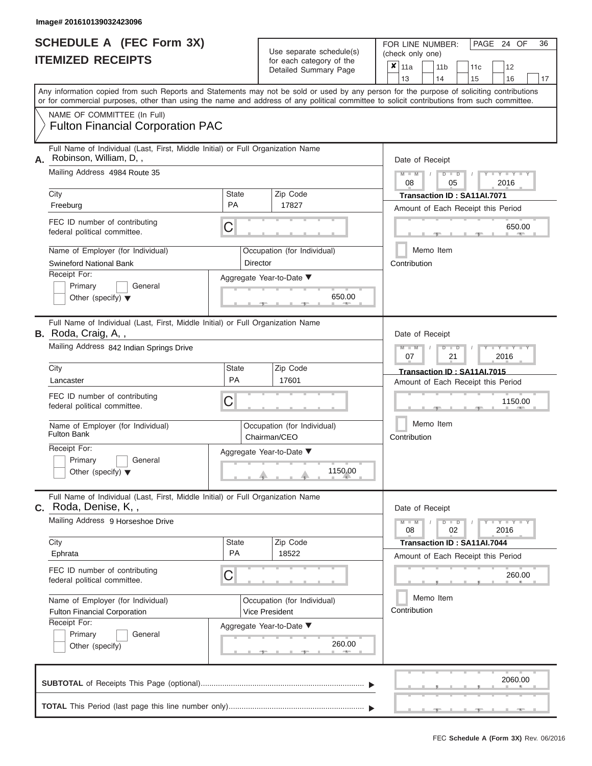Image# 201610139032423096

# SCHEDULE A (FEC Form 3X)
## ITEMIZED RECEIPTS

Use separate schedule(s) for each category of the Detailed Summary Page

FOR LINE NUMBER: (check only one)

- [x] 11a
- [ ] 11b
- [ ] 11c
- [ ] 12
- [ ] 13
- [ ] 14
- [ ] 15
- [ ] 16
- [ ] 17

PAGE 24 OF 36

Any information copied from such Reports and Statements may not be sold or used by any person for the purpose of soliciting contributions or for commercial purposes, other than using the name and address of any political committee to solicit contributions from such committee.

NAME OF COMMITTEE (In Full)
**Fulton Financial Corporation PAC**

---

**A.** Full Name of Individual (Last, First, Middle Initial) or Full Organization Name
Robinson, William, D, ,

Mailing Address: 4984 Route 35

City: Freeburg | State: PA | Zip Code: 17827

FEC ID number of contributing federal political committee: C

Name of Employer (for Individual): Swineford National Bank
Occupation (for Individual): Director

Receipt For: Primary [ ] General [ ] Other (specify) [ ]

Aggregate Year-to-Date: 650.00

Date of Receipt: 08 / 05 / 2016
Transaction ID : SA11AI.7071
Amount of Each Receipt this Period: 650.00
Memo Item [ ]
Contribution

---

**B.** Full Name of Individual (Last, First, Middle Initial) or Full Organization Name
Roda, Craig, A, ,

Mailing Address: 842 Indian Springs Drive

City: Lancaster | State: PA | Zip Code: 17601

FEC ID number of contributing federal political committee: C

Name of Employer (for Individual): Fulton Bank
Occupation (for Individual): Chairman/CEO

Receipt For: Primary [ ] General [ ] Other (specify) [ ]

Aggregate Year-to-Date: 1150.00

Date of Receipt: 07 / 21 / 2016
Transaction ID : SA11AI.7015
Amount of Each Receipt this Period: 1150.00
Memo Item [ ]
Contribution

---

**C.** Full Name of Individual (Last, First, Middle Initial) or Full Organization Name
Roda, Denise, K, ,

Mailing Address: 9 Horseshoe Drive

City: Ephrata | State: PA | Zip Code: 18522

FEC ID number of contributing federal political committee: C

Name of Employer (for Individual): Fulton Financial Corporation
Occupation (for Individual): Vice President

Receipt For: Primary [ ] General [ ] Other (specify) [ ]

Aggregate Year-to-Date: 260.00

Date of Receipt: 08 / 02 / 2016
Transaction ID : SA11AI.7044
Amount of Each Receipt this Period: 260.00
Memo Item [ ]
Contribution

---

**SUBTOTAL** of Receipts This Page (optional): 2060.00

**TOTAL** This Period (last page this line number only):

FEC **Schedule A (Form 3X)** Rev. 06/2016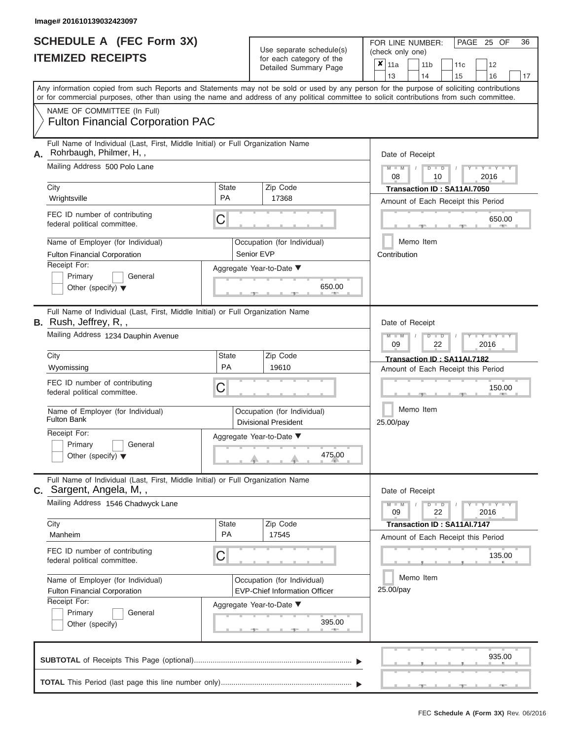Image# 201610139032423097

# SCHEDULE A (FEC Form 3X)
# ITEMIZED RECEIPTS

Use separate schedule(s) for each category of the Detailed Summary Page

FOR LINE NUMBER: (check only one)

- [x] 11a
- [ ] 11b
- [ ] 11c
- [ ] 12
- [ ] 13
- [ ] 14
- [ ] 15
- [ ] 16
- [ ] 17

PAGE 25 OF 36

Any information copied from such Reports and Statements may not be sold or used by any person for the purpose of soliciting contributions or for commercial purposes, other than using the name and address of any political committee to solicit contributions from such committee.

NAME OF COMMITTEE (In Full)
**Fulton Financial Corporation PAC**

---

**A.** Full Name of Individual (Last, First, Middle Initial) or Full Organization Name: Rohrbaugh, Philmer, H, ,

Mailing Address: 500 Polo Lane

City: Wrightsville | State: PA | Zip Code: 17368

FEC ID number of contributing federal political committee: C

Name of Employer (for Individual): Fulton Financial Corporation

Occupation (for Individual): Senior EVP

Receipt For: Primary / General / Other (specify)

Aggregate Year-to-Date: 650.00

Date of Receipt: 08 / 10 / 2016

Transaction ID : SA11AI.7050

Amount of Each Receipt this Period: 650.00

Memo Item

Contribution

---

**B.** Full Name of Individual (Last, First, Middle Initial) or Full Organization Name: Rush, Jeffrey, R, ,

Mailing Address: 1234 Dauphin Avenue

City: Wyomissing | State: PA | Zip Code: 19610

FEC ID number of contributing federal political committee: C

Name of Employer (for Individual): Fulton Bank

Occupation (for Individual): Divisional President

Receipt For: Primary / General / Other (specify)

Aggregate Year-to-Date: 475.00

Date of Receipt: 09 / 22 / 2016

Transaction ID : SA11AI.7182

Amount of Each Receipt this Period: 150.00

Memo Item

25.00/pay

---

**C.** Full Name of Individual (Last, First, Middle Initial) or Full Organization Name: Sargent, Angela, M, ,

Mailing Address: 1546 Chadwyck Lane

City: Manheim | State: PA | Zip Code: 17545

FEC ID number of contributing federal political committee: C

Name of Employer (for Individual): Fulton Financial Corporation

Occupation (for Individual): EVP-Chief Information Officer

Receipt For: Primary / General / Other (specify)

Aggregate Year-to-Date: 395.00

Date of Receipt: 09 / 22 / 2016

Transaction ID : SA11AI.7147

Amount of Each Receipt this Period: 135.00

Memo Item

25.00/pay

---

**SUBTOTAL** of Receipts This Page (optional): 935.00

**TOTAL** This Period (last page this line number only):

FEC Schedule A (Form 3X) Rev. 06/2016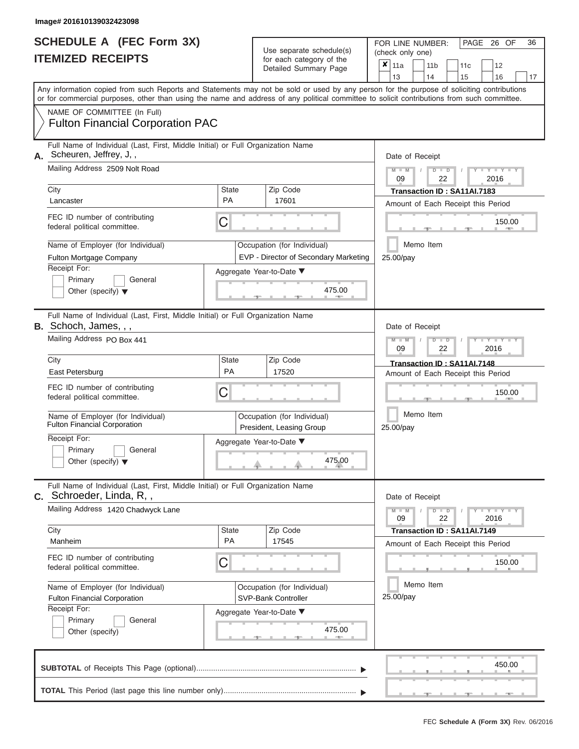Image# 201610139032423098

# SCHEDULE A (FEC Form 3X)
## ITEMIZED RECEIPTS

Use separate schedule(s) for each category of the Detailed Summary Page

FOR LINE NUMBER: (check only one)

- [x] 11a
- [ ] 11b
- [ ] 11c
- [ ] 12
- [ ] 13
- [ ] 14
- [ ] 15
- [ ] 16
- [ ] 17

PAGE 26 OF 36

Any information copied from such Reports and Statements may not be sold or used by any person for the purpose of soliciting contributions or for commercial purposes, other than using the name and address of any political committee to solicit contributions from such committee.

NAME OF COMMITTEE (In Full)
Fulton Financial Corporation PAC

---

**A.** Full Name of Individual (Last, First, Middle Initial) or Full Organization Name
Scheuren, Jeffrey, J, ,

Mailing Address: 2509 Nolt Road

City: Lancaster | State: PA | Zip Code: 17601

FEC ID number of contributing federal political committee: C

Name of Employer (for Individual): Fulton Mortgage Company
Occupation (for Individual): EVP - Director of Secondary Marketing

Receipt For: Primary / General / Other (specify)

Aggregate Year-to-Date: 475.00

Date of Receipt: 09 / 22 / 2016
Transaction ID : SA11AI.7183
Amount of Each Receipt this Period: 150.00
Memo Item
25.00/pay

---

**B.** Full Name of Individual (Last, First, Middle Initial) or Full Organization Name
Schoch, James, , ,

Mailing Address: PO Box 441

City: East Petersburg | State: PA | Zip Code: 17520

FEC ID number of contributing federal political committee: C

Name of Employer (for Individual): Fulton Financial Corporation
Occupation (for Individual): President, Leasing Group

Receipt For: Primary / General / Other (specify)

Aggregate Year-to-Date: 475.00

Date of Receipt: 09 / 22 / 2016
Transaction ID : SA11AI.7148
Amount of Each Receipt this Period: 150.00
Memo Item
25.00/pay

---

**C.** Full Name of Individual (Last, First, Middle Initial) or Full Organization Name
Schroeder, Linda, R, ,

Mailing Address: 1420 Chadwyck Lane

City: Manheim | State: PA | Zip Code: 17545

FEC ID number of contributing federal political committee: C

Name of Employer (for Individual): Fulton Financial Corporation
Occupation (for Individual): SVP-Bank Controller

Receipt For: Primary / General / Other (specify)

Aggregate Year-to-Date: 475.00

Date of Receipt: 09 / 22 / 2016
Transaction ID : SA11AI.7149
Amount of Each Receipt this Period: 150.00
Memo Item
25.00/pay

---

**SUBTOTAL** of Receipts This Page (optional): 450.00

**TOTAL** This Period (last page this line number only):

FEC **Schedule A (Form 3X)** Rev. 06/2016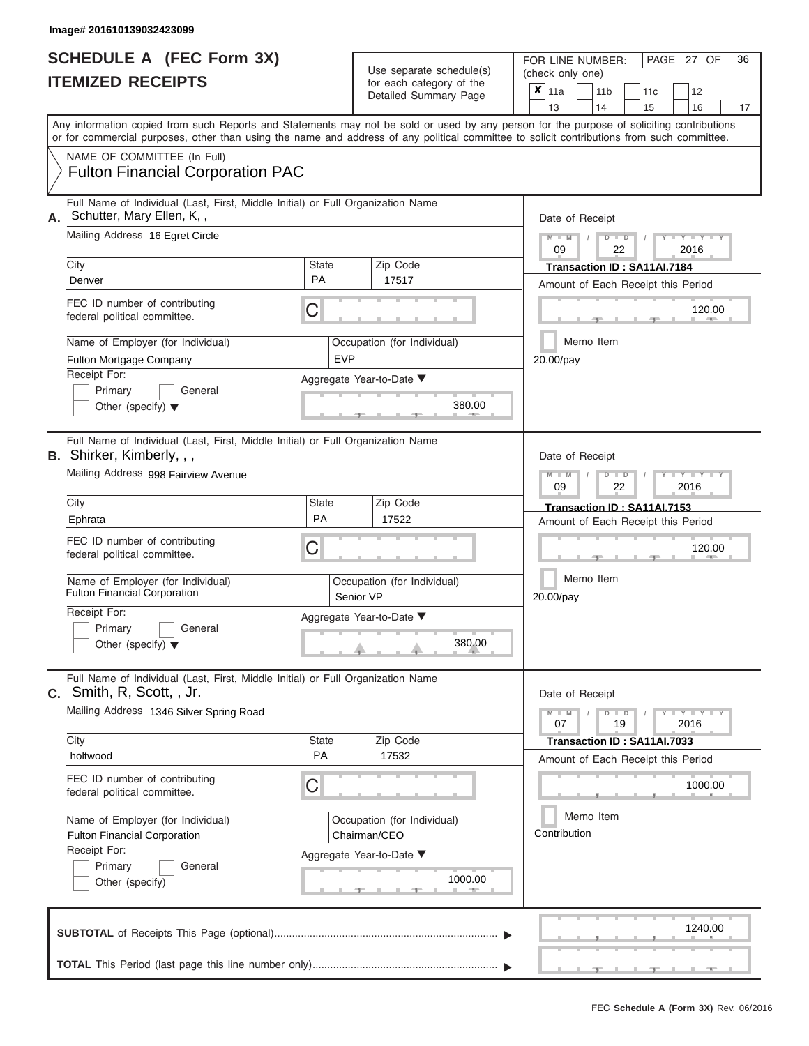Image# 201610139032423099

# SCHEDULE A (FEC Form 3X)
## ITEMIZED RECEIPTS

Use separate schedule(s) for each category of the Detailed Summary Page

FOR LINE NUMBER: (check only one)

☒ 11a ☐ 11b ☐ 11c ☐ 12 ☐ 13 ☐ 14 ☐ 15 ☐ 16 ☐ 17

PAGE 27 OF 36

Any information copied from such Reports and Statements may not be sold or used by any person for the purpose of soliciting contributions or for commercial purposes, other than using the name and address of any political committee to solicit contributions from such committee.

NAME OF COMMITTEE (In Full)
Fulton Financial Corporation PAC

---

**A.** Full Name of Individual (Last, First, Middle Initial) or Full Organization Name: Schutter, Mary Ellen, K, ,

Mailing Address: 16 Egret Circle

| City | State | Zip Code |
|---|---|---|
| Denver | PA | 17517 |

FEC ID number of contributing federal political committee: C

Name of Employer (for Individual): Fulton Mortgage Company

Occupation (for Individual): EVP

Receipt For: ☐ Primary ☐ General ☐ Other (specify)

Aggregate Year-to-Date: 380.00

Date of Receipt: 09 / 22 / 2016

Transaction ID : SA11AI.7184

Amount of Each Receipt this Period: 120.00

☐ Memo Item

20.00/pay

---

**B.** Full Name of Individual (Last, First, Middle Initial) or Full Organization Name: Shirker, Kimberly, , ,

Mailing Address: 998 Fairview Avenue

| City | State | Zip Code |
|---|---|---|
| Ephrata | PA | 17522 |

FEC ID number of contributing federal political committee: C

Name of Employer (for Individual): Fulton Financial Corporation

Occupation (for Individual): Senior VP

Receipt For: ☐ Primary ☐ General ☐ Other (specify)

Aggregate Year-to-Date: 380.00

Date of Receipt: 09 / 22 / 2016

Transaction ID : SA11AI.7153

Amount of Each Receipt this Period: 120.00

☐ Memo Item

20.00/pay

---

**C.** Full Name of Individual (Last, First, Middle Initial) or Full Organization Name: Smith, R, Scott, , Jr.

Mailing Address: 1346 Silver Spring Road

| City | State | Zip Code |
|---|---|---|
| holtwood | PA | 17532 |

FEC ID number of contributing federal political committee: C

Name of Employer (for Individual): Fulton Financial Corporation

Occupation (for Individual): Chairman/CEO

Receipt For: ☐ Primary ☐ General ☐ Other (specify)

Aggregate Year-to-Date: 1000.00

Date of Receipt: 07 / 19 / 2016

Transaction ID : SA11AI.7033

Amount of Each Receipt this Period: 1000.00

☐ Memo Item

Contribution

---

**SUBTOTAL** of Receipts This Page (optional): 1240.00

**TOTAL** This Period (last page this line number only):

FEC Schedule A (Form 3X) Rev. 06/2016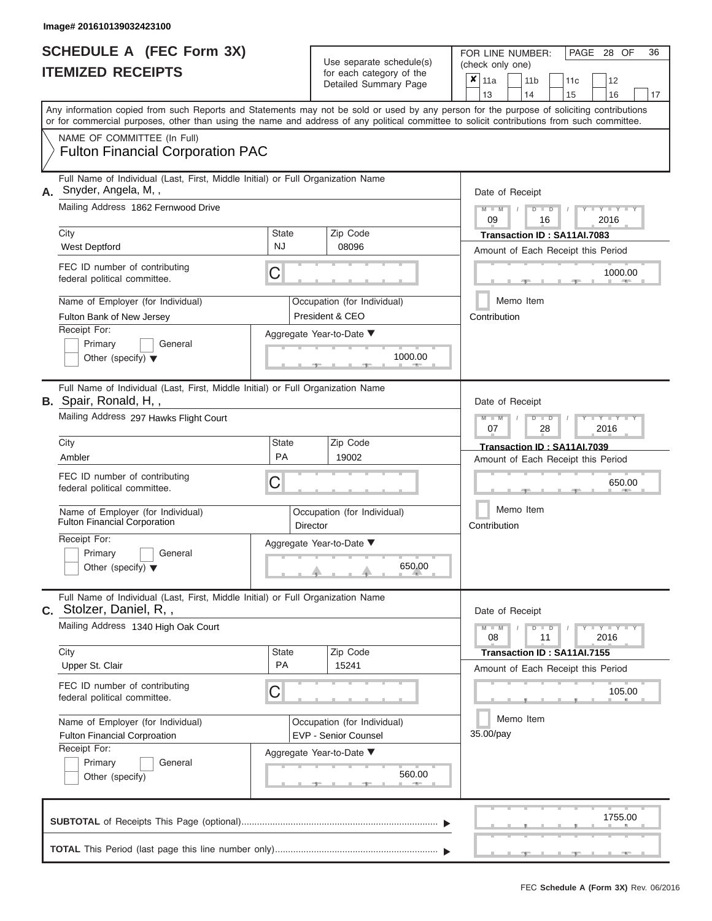Image# 201610139032423100

# SCHEDULE A (FEC Form 3X)
# ITEMIZED RECEIPTS

Use separate schedule(s) for each category of the Detailed Summary Page

FOR LINE NUMBER: (check only one)

- [x] 11a
- [ ] 11b
- [ ] 11c
- [ ] 12
- [ ] 13
- [ ] 14
- [ ] 15
- [ ] 16
- [ ] 17

Any information copied from such Reports and Statements may not be sold or used by any person for the purpose of soliciting contributions or for commercial purposes, other than using the name and address of any political committee to solicit contributions from such committee.

NAME OF COMMITTEE (In Full)

**Fulton Financial Corporation PAC**

---

**A.** Full Name of Individual (Last, First, Middle Initial) or Full Organization Name: Snyder, Angela, M, ,

Mailing Address: 1862 Fernwood Drive

| City | State | Zip Code |
|---|---|---|
| West Deptford | NJ | 08096 |

FEC ID number of contributing federal political committee: C

Name of Employer (for Individual): Fulton Bank of New Jersey

Occupation (for Individual): President & CEO

Receipt For: Primary / General / Other (specify)

Aggregate Year-to-Date: 1000.00

Date of Receipt: 09 / 16 / 2016

Transaction ID : SA11AI.7083

Amount of Each Receipt this Period: 1000.00

Memo Item

Contribution

---

**B.** Full Name of Individual (Last, First, Middle Initial) or Full Organization Name: Spair, Ronald, H, ,

Mailing Address: 297 Hawks Flight Court

| City | State | Zip Code |
|---|---|---|
| Ambler | PA | 19002 |

FEC ID number of contributing federal political committee: C

Name of Employer (for Individual): Fulton Financial Corporation

Occupation (for Individual): Director

Receipt For: Primary / General / Other (specify)

Aggregate Year-to-Date: 650.00

Date of Receipt: 07 / 28 / 2016

Transaction ID : SA11AI.7039

Amount of Each Receipt this Period: 650.00

Memo Item

Contribution

---

**C.** Full Name of Individual (Last, First, Middle Initial) or Full Organization Name: Stolzer, Daniel, R, ,

Mailing Address: 1340 High Oak Court

| City | State | Zip Code |
|---|---|---|
| Upper St. Clair | PA | 15241 |

FEC ID number of contributing federal political committee: C

Name of Employer (for Individual): Fulton Financial Corproation

Occupation (for Individual): EVP - Senior Counsel

Receipt For: Primary / General / Other (specify)

Aggregate Year-to-Date: 560.00

Date of Receipt: 08 / 11 / 2016

Transaction ID : SA11AI.7155

Amount of Each Receipt this Period: 105.00

Memo Item

35.00/pay

---

**SUBTOTAL** of Receipts This Page (optional): 1755.00

**TOTAL** This Period (last page this line number only):

FEC Schedule A (Form 3X) Rev. 06/2016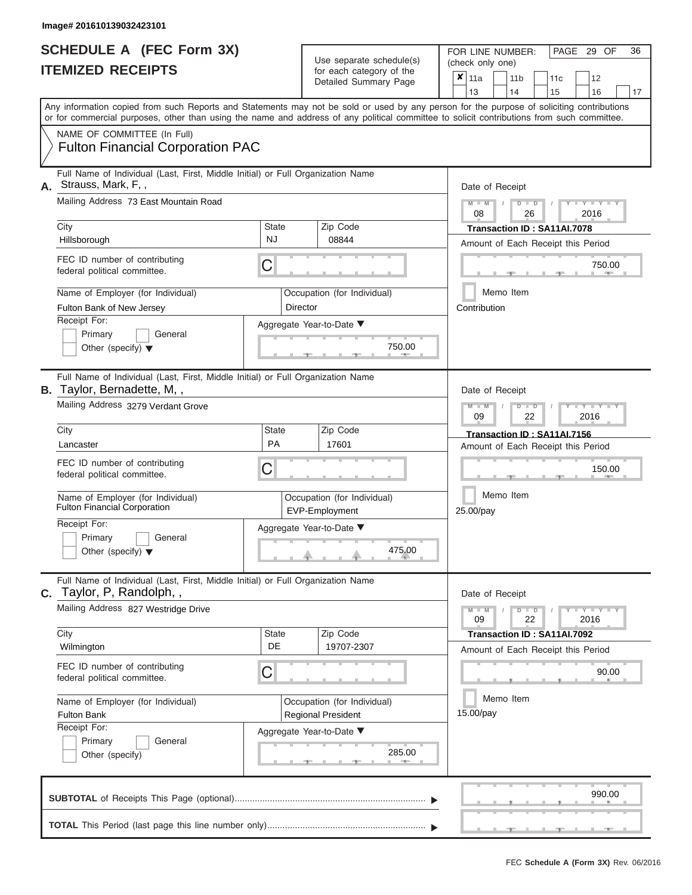Image# 201610139032423101

# SCHEDULE A (FEC Form 3X)
## ITEMIZED RECEIPTS

Use separate schedule(s) for each category of the Detailed Summary Page

FOR LINE NUMBER: (check only one)

- [x] 11a
- [ ] 11b
- [ ] 11c
- [ ] 12
- [ ] 13
- [ ] 14
- [ ] 15
- [ ] 16
- [ ] 17

Any information copied from such Reports and Statements may not be sold or used by any person for the purpose of soliciting contributions or for commercial purposes, other than using the name and address of any political committee to solicit contributions from such committee.

NAME OF COMMITTEE (In Full)

Fulton Financial Corporation PAC

---

**A.** Full Name of Individual (Last, First, Middle Initial) or Full Organization Name: Strauss, Mark, F, ,

Mailing Address: 73 East Mountain Road

| City | State | Zip Code |
|---|---|---|
| Hillsborough | NJ | 08844 |

FEC ID number of contributing federal political committee: C

Name of Employer (for Individual): Fulton Bank of New Jersey

Occupation (for Individual): Director

Receipt For: Primary / General / Other (specify)

Aggregate Year-to-Date: 750.00

Date of Receipt: 08 / 26 / 2016

Transaction ID : SA11AI.7078

Amount of Each Receipt this Period: 750.00

Memo Item

Contribution

---

**B.** Full Name of Individual (Last, First, Middle Initial) or Full Organization Name: Taylor, Bernadette, M, ,

Mailing Address: 3279 Verdant Grove

| City | State | Zip Code |
|---|---|---|
| Lancaster | PA | 17601 |

FEC ID number of contributing federal political committee: C

Name of Employer (for Individual): Fulton Financial Corporation

Occupation (for Individual): EVP-Employment

Receipt For: Primary / General / Other (specify)

Aggregate Year-to-Date: 475.00

Date of Receipt: 09 / 22 / 2016

Transaction ID : SA11AI.7156

Amount of Each Receipt this Period: 150.00

Memo Item

25.00/pay

---

**C.** Full Name of Individual (Last, First, Middle Initial) or Full Organization Name: Taylor, P, Randolph, ,

Mailing Address: 827 Westridge Drive

| City | State | Zip Code |
|---|---|---|
| Wilmington | DE | 19707-2307 |

FEC ID number of contributing federal political committee: C

Name of Employer (for Individual): Fulton Bank

Occupation (for Individual): Regional President

Receipt For: Primary / General / Other (specify)

Aggregate Year-to-Date: 285.00

Date of Receipt: 09 / 22 / 2016

Transaction ID : SA11AI.7092

Amount of Each Receipt this Period: 90.00

Memo Item

15.00/pay

---

**SUBTOTAL** of Receipts This Page (optional): 990.00

**TOTAL** This Period (last page this line number only):

FEC Schedule A (Form 3X) Rev. 06/2016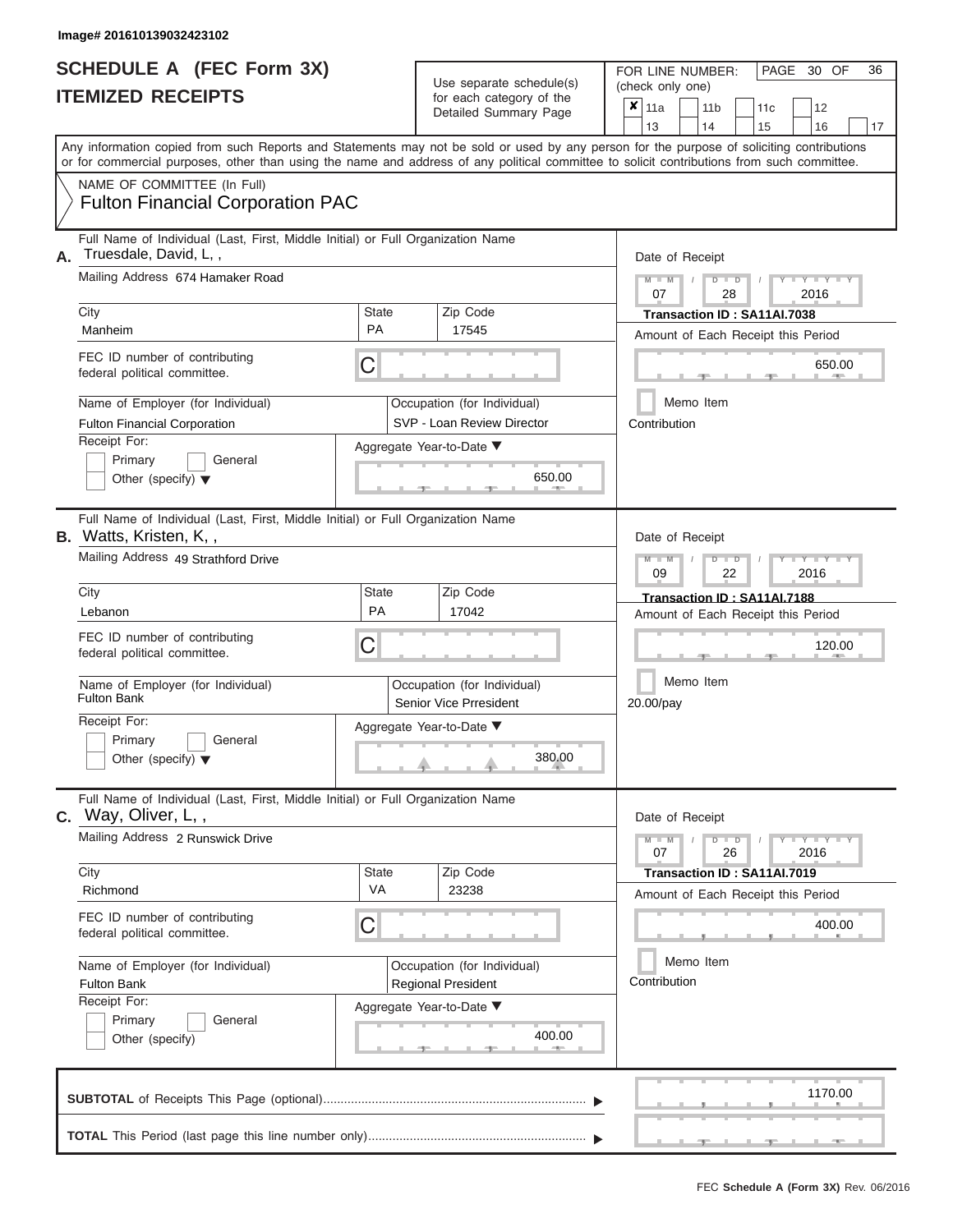Image# 201610139032423102

# SCHEDULE A (FEC Form 3X)
# ITEMIZED RECEIPTS

Use separate schedule(s) for each category of the Detailed Summary Page

FOR LINE NUMBER: (check only one)

PAGE 30 OF 36

| ✘ | 11a | | 11b | | 11c | | 12 |
|---|---|---|---|---|---|---|---|
| | 13 | | 14 | | 15 | | 16 | | 17 |

Any information copied from such Reports and Statements may not be sold or used by any person for the purpose of soliciting contributions or for commercial purposes, other than using the name and address of any political committee to solicit contributions from such committee.

NAME OF COMMITTEE (In Full)
Fulton Financial Corporation PAC

---

**A.** Full Name of Individual (Last, First, Middle Initial) or Full Organization Name
Truesdale, David, L, ,

Mailing Address 674 Hamaker Road

City: Manheim | State: PA | Zip Code: 17545

FEC ID number of contributing federal political committee. C

Name of Employer (for Individual): Fulton Financial Corporation

Occupation (for Individual): SVP - Loan Review Director

Receipt For: Primary / General / Other (specify)

Aggregate Year-to-Date: 650.00

Date of Receipt: 07 / 28 / 2016

Transaction ID : SA11AI.7038

Amount of Each Receipt this Period: 650.00

Memo Item

Contribution

---

**B.** Full Name of Individual (Last, First, Middle Initial) or Full Organization Name
Watts, Kristen, K, ,

Mailing Address 49 Strathford Drive

City: Lebanon | State: PA | Zip Code: 17042

FEC ID number of contributing federal political committee. C

Name of Employer (for Individual): Fulton Bank

Occupation (for Individual): Senior Vice Prresident

Receipt For: Primary / General / Other (specify)

Aggregate Year-to-Date: 380.00

Date of Receipt: 09 / 22 / 2016

Transaction ID : SA11AI.7188

Amount of Each Receipt this Period: 120.00

Memo Item

20.00/pay

---

**C.** Full Name of Individual (Last, First, Middle Initial) or Full Organization Name
Way, Oliver, L, ,

Mailing Address 2 Runswick Drive

City: Richmond | State: VA | Zip Code: 23238

FEC ID number of contributing federal political committee. C

Name of Employer (for Individual): Fulton Bank

Occupation (for Individual): Regional President

Receipt For: Primary / General / Other (specify)

Aggregate Year-to-Date: 400.00

Date of Receipt: 07 / 26 / 2016

Transaction ID : SA11AI.7019

Amount of Each Receipt this Period: 400.00

Memo Item

Contribution

---

**SUBTOTAL** of Receipts This Page (optional): 1170.00

**TOTAL** This Period (last page this line number only):

FEC Schedule A (Form 3X) Rev. 06/2016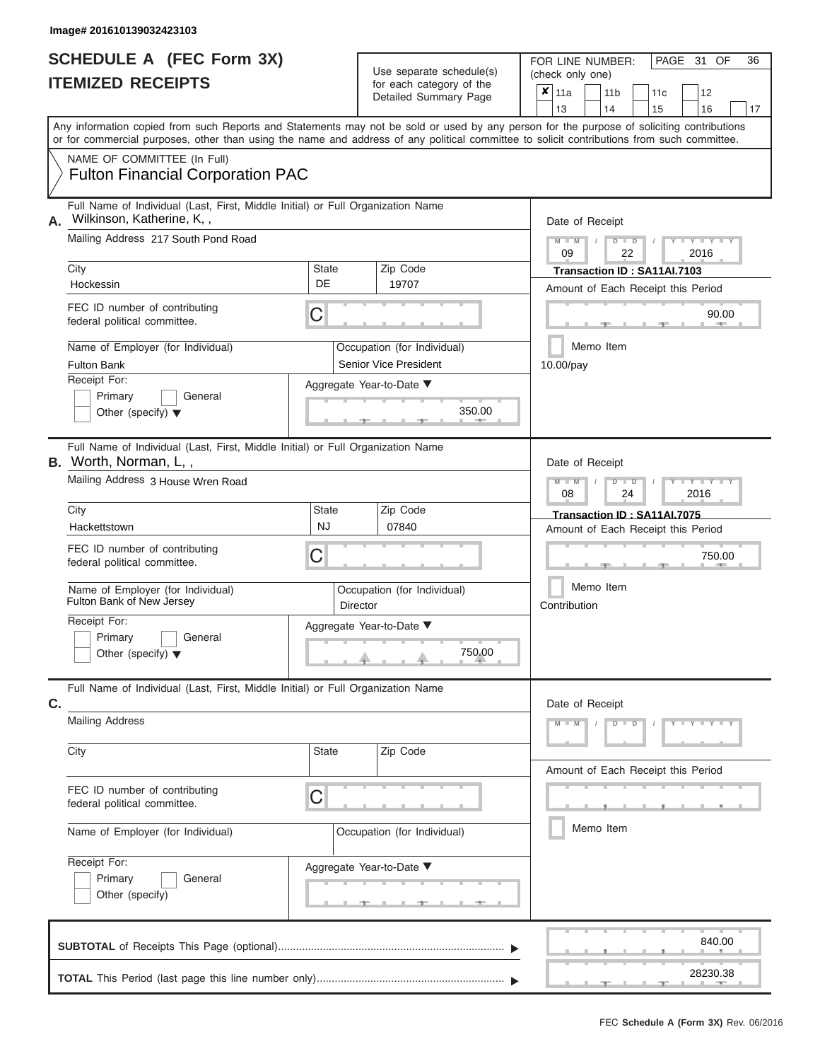Image# 201610139032423103

# SCHEDULE A (FEC Form 3X)
## ITEMIZED RECEIPTS

Use separate schedule(s) for each category of the Detailed Summary Page

FOR LINE NUMBER: (check only one)

- [x] 11a
- [ ] 11b
- [ ] 11c
- [ ] 12
- [ ] 13
- [ ] 14
- [ ] 15
- [ ] 16
- [ ] 17

PAGE 31 OF 36

Any information copied from such Reports and Statements may not be sold or used by any person for the purpose of soliciting contributions or for commercial purposes, other than using the name and address of any political committee to solicit contributions from such committee.

NAME OF COMMITTEE (In Full)
**Fulton Financial Corporation PAC**

---

**A.** Full Name of Individual (Last, First, Middle Initial) or Full Organization Name: Wilkinson, Katherine, K, ,

Mailing Address: 217 South Pond Road

City: Hockessin | State: DE | Zip Code: 19707

FEC ID number of contributing federal political committee: C

Name of Employer (for Individual): Fulton Bank

Occupation (for Individual): Senior Vice President

Receipt For: Primary / General / Other (specify)

Aggregate Year-to-Date: 350.00

Date of Receipt: 09/22/2016

Transaction ID : SA11AI.7103

Amount of Each Receipt this Period: 90.00

Memo Item

10.00/pay

---

**B.** Full Name of Individual (Last, First, Middle Initial) or Full Organization Name: Worth, Norman, L, ,

Mailing Address: 3 House Wren Road

City: Hackettstown | State: NJ | Zip Code: 07840

FEC ID number of contributing federal political committee: C

Name of Employer (for Individual): Fulton Bank of New Jersey

Occupation (for Individual): Director

Receipt For: Primary / General / Other (specify)

Aggregate Year-to-Date: 750.00

Date of Receipt: 08/24/2016

Transaction ID : SA11AI.7075

Amount of Each Receipt this Period: 750.00

Memo Item

Contribution

---

**C.** Full Name of Individual (Last, First, Middle Initial) or Full Organization Name:

Mailing Address:

City: | State: | Zip Code:

FEC ID number of contributing federal political committee: C

Name of Employer (for Individual):

Occupation (for Individual):

Receipt For: Primary / General / Other (specify)

Aggregate Year-to-Date:

Date of Receipt:

Amount of Each Receipt this Period:

Memo Item

---

**SUBTOTAL** of Receipts This Page (optional): 840.00

**TOTAL** This Period (last page this line number only): 28230.38

FEC **Schedule A (Form 3X)** Rev. 06/2016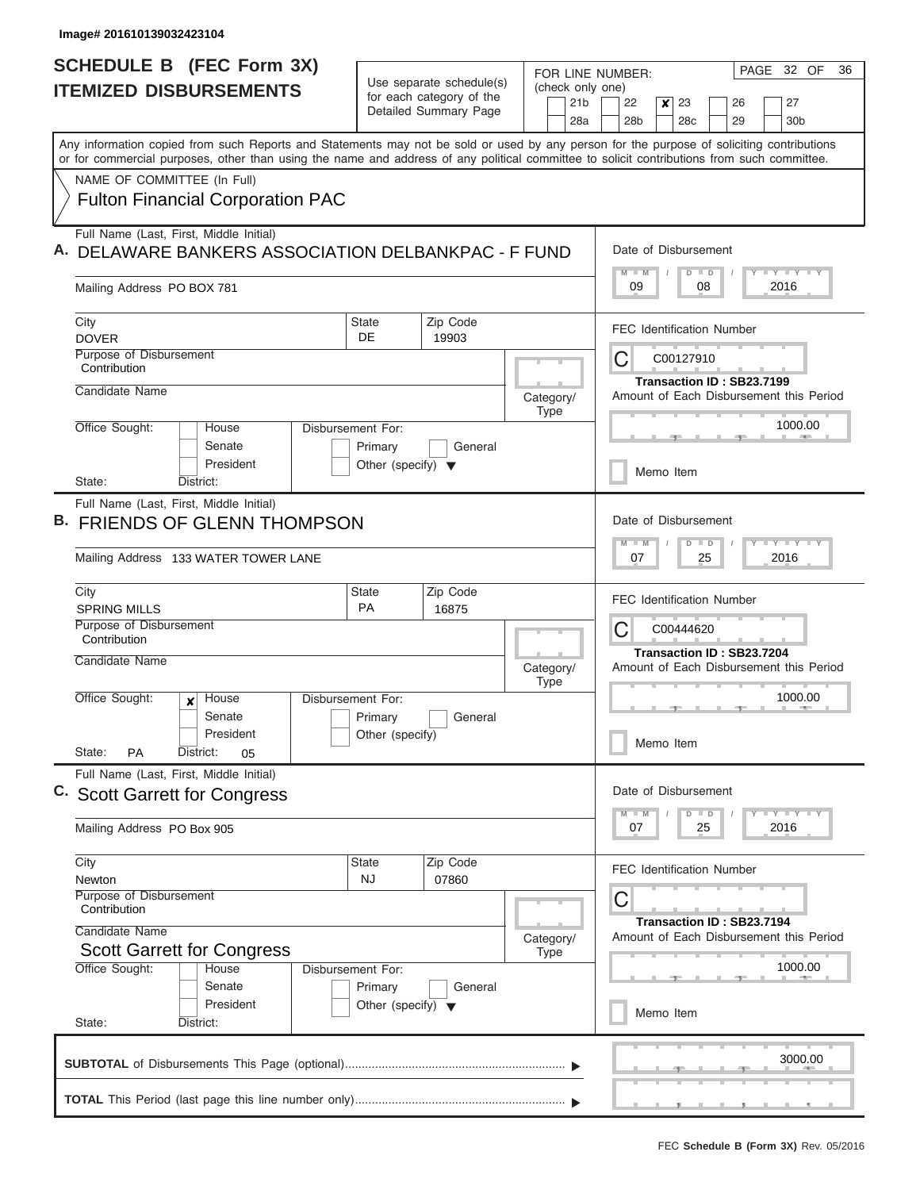Image# 201610139032423104

# SCHEDULE B (FEC Form 3X)
## ITEMIZED DISBURSEMENTS

Use separate schedule(s) for each category of the Detailed Summary Page

FOR LINE NUMBER: (check only one)
21b | 22 | **✘ 23** | 26 | 27 | 28a | 28b | 28c | 29 | 30b

PAGE 32 OF 36

Any information copied from such Reports and Statements may not be sold or used by any person for the purpose of soliciting contributions or for commercial purposes, other than using the name and address of any political committee to solicit contributions from such committee.

NAME OF COMMITTEE (In Full)
**Fulton Financial Corporation PAC**

---

**A.** Full Name (Last, First, Middle Initial): **DELAWARE BANKERS ASSOCIATION DELBANKPAC - F FUND**

Mailing Address: PO BOX 781
City: DOVER | State: DE | Zip Code: 19903

Purpose of Disbursement: Contribution
Candidate Name:
Category/Type:
Office Sought: House / Senate / President
State: | District:
Disbursement For: Primary / General / Other (specify)

Date of Disbursement: 09 / 08 / 2016
FEC Identification Number: C00127910
Transaction ID : SB23.7199
Amount of Each Disbursement this Period: 1000.00
Memo Item

---

**B.** Full Name (Last, First, Middle Initial): **FRIENDS OF GLENN THOMPSON**

Mailing Address: 133 WATER TOWER LANE
City: SPRING MILLS | State: PA | Zip Code: 16875

Purpose of Disbursement: Contribution
Candidate Name:
Category/Type:
Office Sought: ✘ House / Senate / President
State: PA | District: 05
Disbursement For: Primary / General / Other (specify)

Date of Disbursement: 07 / 25 / 2016
FEC Identification Number: C00444620
Transaction ID : SB23.7204
Amount of Each Disbursement this Period: 1000.00
Memo Item

---

**C.** Full Name (Last, First, Middle Initial): **Scott Garrett for Congress**

Mailing Address: PO Box 905
City: Newton | State: NJ | Zip Code: 07860

Purpose of Disbursement: Contribution
Candidate Name: Scott Garrett for Congress
Category/Type:
Office Sought: House / Senate / President
State: | District:
Disbursement For: Primary / General / Other (specify)

Date of Disbursement: 07 / 25 / 2016
FEC Identification Number: C
Transaction ID : SB23.7194
Amount of Each Disbursement this Period: 1000.00
Memo Item

---

**SUBTOTAL** of Disbursements This Page (optional): 3000.00

**TOTAL** This Period (last page this line number only):

FEC **Schedule B (Form 3X)** Rev. 05/2016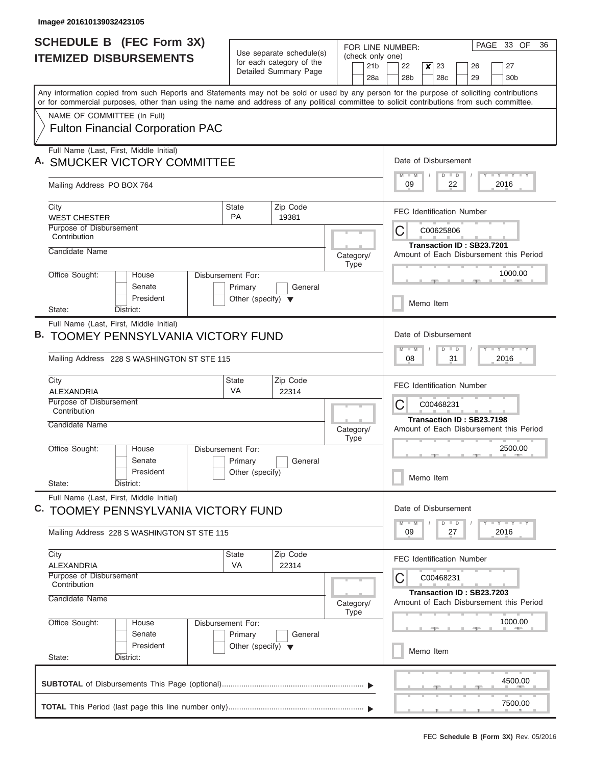Image# 201610139032423105

# SCHEDULE B (FEC Form 3X)
## ITEMIZED DISBURSEMENTS

Use separate schedule(s) for each category of the Detailed Summary Page

FOR LINE NUMBER: (check only one)

21b | 22 | **X** 23 | 26 | 27 | 28a | 28b | 28c | 29 | 30b

Any information copied from such Reports and Statements may not be sold or used by any person for the purpose of soliciting contributions or for commercial purposes, other than using the name and address of any political committee to solicit contributions from such committee.

NAME OF COMMITTEE (In Full)

Fulton Financial Corporation PAC

---

**A.** Full Name (Last, First, Middle Initial): SMUCKER VICTORY COMMITTEE

Mailing Address: PO BOX 764

City: WEST CHESTER | State: PA | Zip Code: 19381

Purpose of Disbursement: Contribution

Candidate Name:

Category/Type:

Office Sought: House / Senate / President

State: District:

Disbursement For: Primary / General / Other (specify)

Date of Disbursement: 09/22/2016

FEC Identification Number: C00625806

Transaction ID : SB23.7201

Amount of Each Disbursement this Period: 1000.00

Memo Item

---

**B.** Full Name (Last, First, Middle Initial): TOOMEY PENNSYLVANIA VICTORY FUND

Mailing Address: 228 S WASHINGTON ST STE 115

City: ALEXANDRIA | State: VA | Zip Code: 22314

Purpose of Disbursement: Contribution

Candidate Name:

Category/Type:

Office Sought: House / Senate / President

State: District:

Disbursement For: Primary / General / Other (specify)

Date of Disbursement: 08/31/2016

FEC Identification Number: C00468231

Transaction ID : SB23.7198

Amount of Each Disbursement this Period: 2500.00

Memo Item

---

**C.** Full Name (Last, First, Middle Initial): TOOMEY PENNSYLVANIA VICTORY FUND

Mailing Address: 228 S WASHINGTON ST STE 115

City: ALEXANDRIA | State: VA | Zip Code: 22314

Purpose of Disbursement: Contribution

Candidate Name:

Category/Type:

Office Sought: House / Senate / President

State: District:

Disbursement For: Primary / General / Other (specify)

Date of Disbursement: 09/27/2016

FEC Identification Number: C00468231

Transaction ID : SB23.7203

Amount of Each Disbursement this Period: 1000.00

Memo Item

---

**SUBTOTAL** of Disbursements This Page (optional): 4500.00

**TOTAL** This Period (last page this line number only): 7500.00

FEC **Schedule B (Form 3X)** Rev. 05/2016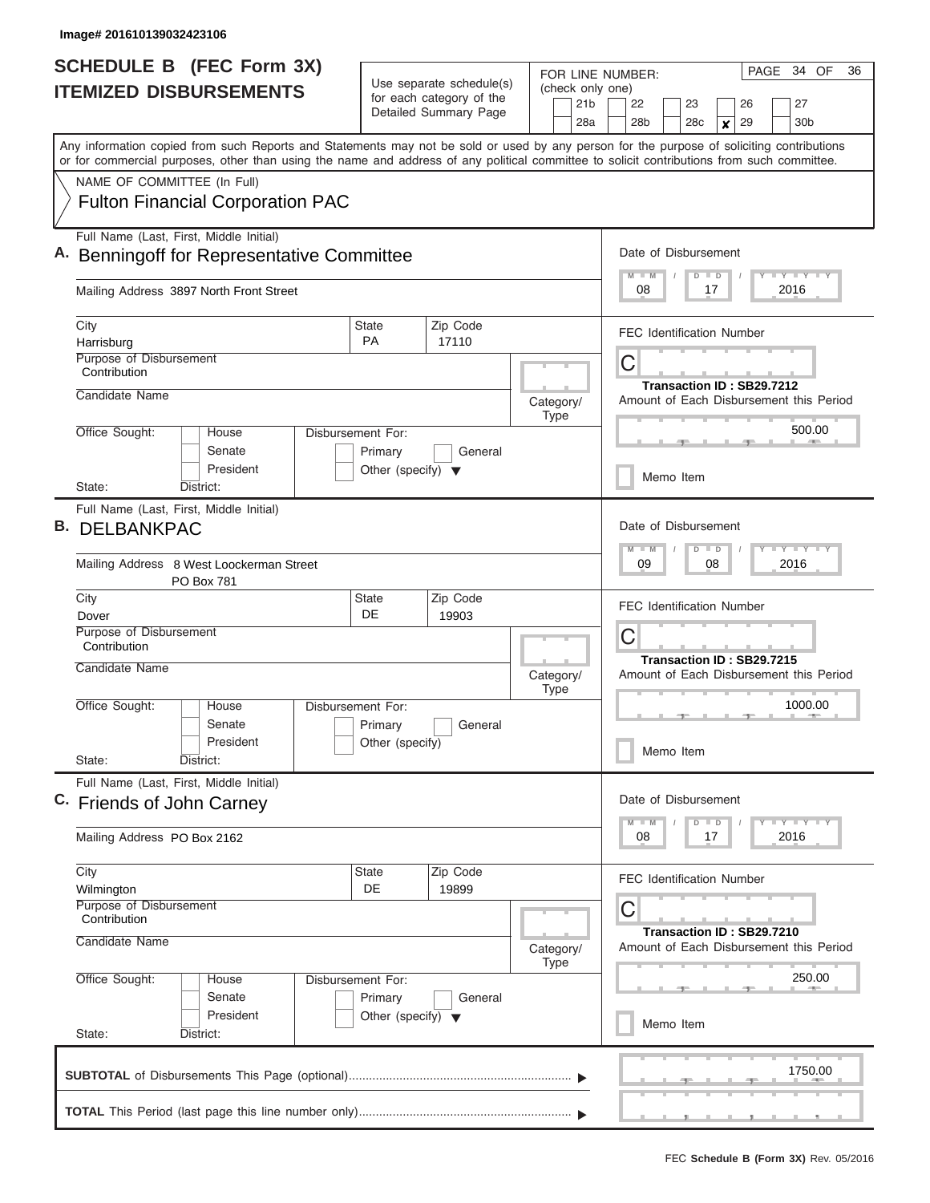Image# 201610139032423106

# SCHEDULE B (FEC Form 3X)
## ITEMIZED DISBURSEMENTS

Use separate schedule(s) for each category of the Detailed Summary Page

FOR LINE NUMBER: (check only one)
21b | 22 | 23 | 26 | 27 | 28a | 28b | 28c | **x** 29 | 30b

Any information copied from such Reports and Statements may not be sold or used by any person for the purpose of soliciting contributions or for commercial purposes, other than using the name and address of any political committee to solicit contributions from such committee.

NAME OF COMMITTEE (In Full)
**Fulton Financial Corporation PAC**

---

**A.** Full Name (Last, First, Middle Initial): **Benningoff for Representative Committee**

Mailing Address: 3897 North Front Street

City: Harrisburg | State: PA | Zip Code: 17110

Purpose of Disbursement: Contribution

Candidate Name:

Category/Type:

Office Sought: House / Senate / President
State: District:

Disbursement For: Primary / General / Other (specify)

Date of Disbursement: 08 / 17 / 2016

FEC Identification Number: C

Transaction ID : SB29.7212

Amount of Each Disbursement this Period: 500.00

Memo Item

---

**B.** Full Name (Last, First, Middle Initial): **DELBANKPAC**

Mailing Address: 8 West Loockerman Street
PO Box 781

City: Dover | State: DE | Zip Code: 19903

Purpose of Disbursement: Contribution

Candidate Name:

Category/Type:

Office Sought: House / Senate / President
State: District:

Disbursement For: Primary / General / Other (specify)

Date of Disbursement: 09 / 08 / 2016

FEC Identification Number: C

Transaction ID : SB29.7215

Amount of Each Disbursement this Period: 1000.00

Memo Item

---

**C.** Full Name (Last, First, Middle Initial): **Friends of John Carney**

Mailing Address: PO Box 2162

City: Wilmington | State: DE | Zip Code: 19899

Purpose of Disbursement: Contribution

Candidate Name:

Category/Type:

Office Sought: House / Senate / President
State: District:

Disbursement For: Primary / General / Other (specify)

Date of Disbursement: 08 / 17 / 2016

FEC Identification Number: C

Transaction ID : SB29.7210

Amount of Each Disbursement this Period: 250.00

Memo Item

---

**SUBTOTAL** of Disbursements This Page (optional): 1750.00

**TOTAL** This Period (last page this line number only):

FEC **Schedule B (Form 3X)** Rev. 05/2016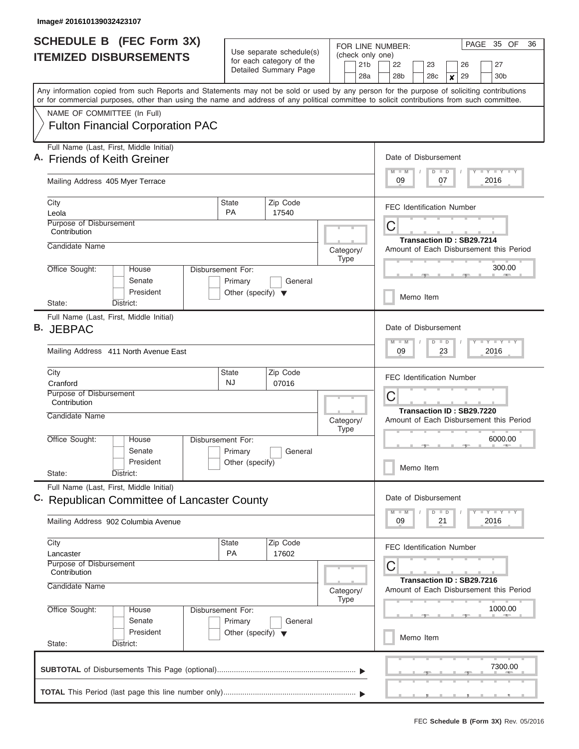Image# 201610139032423107

# SCHEDULE B (FEC Form 3X)
## ITEMIZED DISBURSEMENTS

Use separate schedule(s) for each category of the Detailed Summary Page

FOR LINE NUMBER: (check only one)
21b, 22, 23, 26, 27, 28a, 28b, 28c, **X** 29, 30b

PAGE 35 OF 36

Any information copied from such Reports and Statements may not be sold or used by any person for the purpose of soliciting contributions or for commercial purposes, other than using the name and address of any political committee to solicit contributions from such committee.

NAME OF COMMITTEE (In Full)
Fulton Financial Corporation PAC

---

**A.** Full Name (Last, First, Middle Initial): Friends of Keith Greiner

Mailing Address: 405 Myer Terrace

City: Leola | State: PA | Zip Code: 17540

Purpose of Disbursement: Contribution

Candidate Name:

Category/Type:

Office Sought: House / Senate / President

State: District:

Disbursement For: Primary / General / Other (specify)

Date of Disbursement: 09 / 07 / 2016

FEC Identification Number: C

Transaction ID : SB29.7214

Amount of Each Disbursement this Period: 300.00

Memo Item

---

**B.** Full Name (Last, First, Middle Initial): JEBPAC

Mailing Address: 411 North Avenue East

City: Cranford | State: NJ | Zip Code: 07016

Purpose of Disbursement: Contribution

Candidate Name:

Category/Type:

Office Sought: House / Senate / President

State: District:

Disbursement For: Primary / General / Other (specify)

Date of Disbursement: 09 / 23 / 2016

FEC Identification Number: C

Transaction ID : SB29.7220

Amount of Each Disbursement this Period: 6000.00

Memo Item

---

**C.** Full Name (Last, First, Middle Initial): Republican Committee of Lancaster County

Mailing Address: 902 Columbia Avenue

City: Lancaster | State: PA | Zip Code: 17602

Purpose of Disbursement: Contribution

Candidate Name:

Category/Type:

Office Sought: House / Senate / President

State: District:

Disbursement For: Primary / General / Other (specify)

Date of Disbursement: 09 / 21 / 2016

FEC Identification Number: C

Transaction ID : SB29.7216

Amount of Each Disbursement this Period: 1000.00

Memo Item

---

**SUBTOTAL** of Disbursements This Page (optional): 7300.00

**TOTAL** This Period (last page this line number only):

FEC **Schedule B (Form 3X)** Rev. 05/2016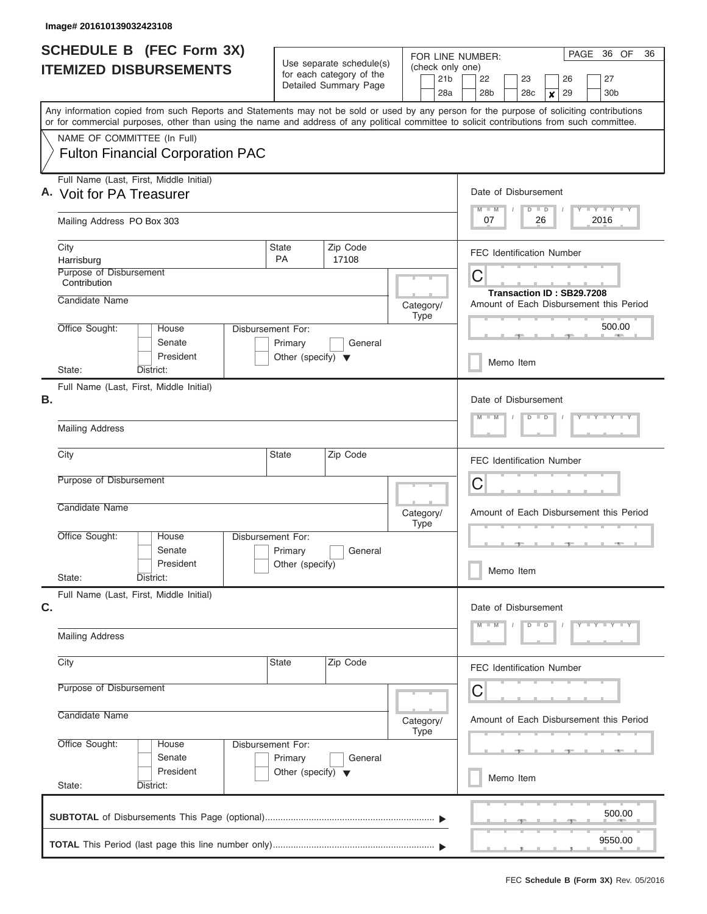Image# 201610139032423108

# SCHEDULE B (FEC Form 3X) ITEMIZED DISBURSEMENTS

Use separate schedule(s) for each category of the Detailed Summary Page

FOR LINE NUMBER: (check only one)

21b | 22 | 23 | 26 | 27
28a | 28b | 28c | x 29 | 30b

PAGE 36 OF 36

Any information copied from such Reports and Statements may not be sold or used by any person for the purpose of soliciting contributions or for commercial purposes, other than using the name and address of any political committee to solicit contributions from such committee.

NAME OF COMMITTEE (In Full)
Fulton Financial Corporation PAC

**A.** Full Name (Last, First, Middle Initial): Voit for PA Treasurer

Mailing Address: PO Box 303

City: Harrisburg | State: PA | Zip Code: 17108

Purpose of Disbursement: Contribution

Candidate Name:

Category/Type:

Office Sought: House / Senate / President | State: | District:

Disbursement For: Primary / General / Other (specify)

Date of Disbursement: 07 / 26 / 2016

FEC Identification Number: C

Transaction ID : SB29.7208

Amount of Each Disbursement this Period: 500.00

Memo Item

**B.** Full Name (Last, First, Middle Initial):

Mailing Address

City | State | Zip Code

Purpose of Disbursement

Candidate Name

Category/Type

Office Sought: House / Senate / President | State: | District:

Disbursement For: Primary / General / Other (specify)

Date of Disbursement: M M / D D / Y Y Y Y

FEC Identification Number: C

Amount of Each Disbursement this Period

Memo Item

**C.** Full Name (Last, First, Middle Initial):

Mailing Address

City | State | Zip Code

Purpose of Disbursement

Candidate Name

Category/Type

Office Sought: House / Senate / President | State: | District:

Disbursement For: Primary / General / Other (specify)

Date of Disbursement: M M / D D / Y Y Y Y

FEC Identification Number: C

Amount of Each Disbursement this Period

Memo Item

**SUBTOTAL** of Disbursements This Page (optional) ▶ 500.00

**TOTAL** This Period (last page this line number only) ▶ 9550.00

FEC **Schedule B (Form 3X)** Rev. 05/2016